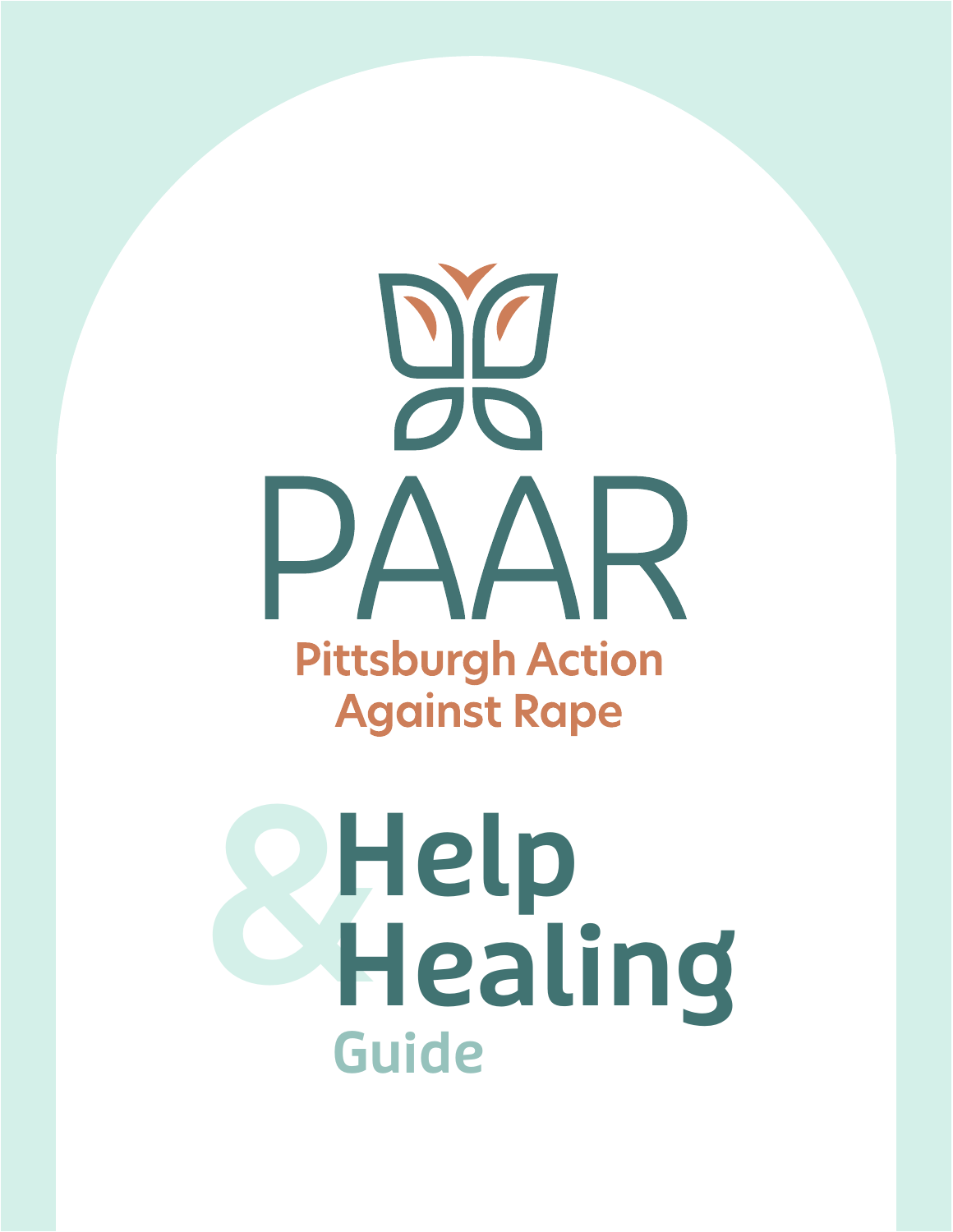# PAAR

Pittsburgh Action Against Rape

# Help & Healing

## Guide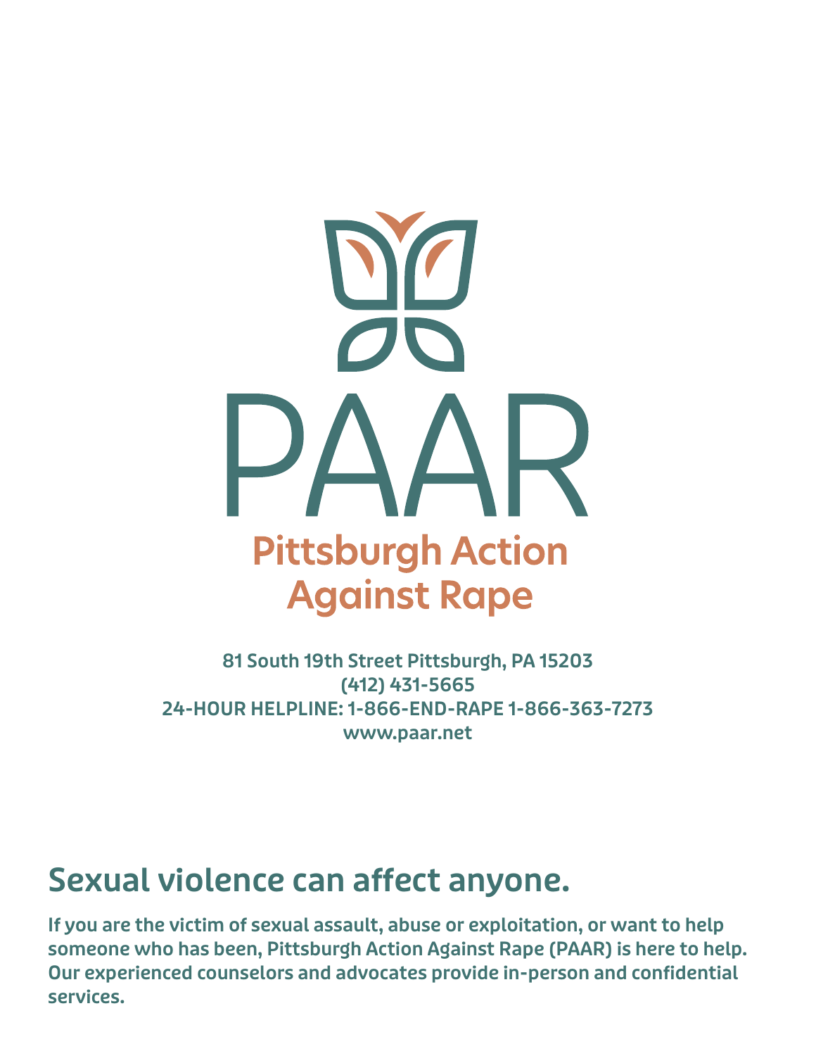# PAAR

**Pittsburgh Action Against Rape**

**81 South 19th Street Pittsburgh, PA 15203**
**(412) 431-5665**
**24-HOUR HELPLINE: 1-866-END-RAPE 1-866-363-7273**
**www.paar.net**

## Sexual violence can affect anyone.

**If you are the victim of sexual assault, abuse or exploitation, or want to help someone who has been, Pittsburgh Action Against Rape (PAAR) is here to help. Our experienced counselors and advocates provide in-person and confidential services.**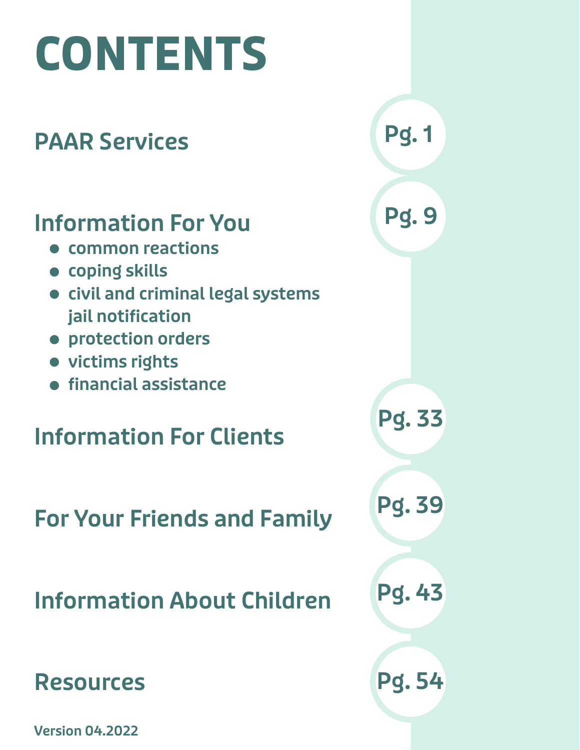# CONTENTS

## PAAR Services — Pg. 1

## Information For You — Pg. 9

- common reactions
- coping skills
- civil and criminal legal systems jail notification
- protection orders
- victims rights
- financial assistance

## Information For Clients — Pg. 33

## For Your Friends and Family — Pg. 39

## Information About Children — Pg. 43

## Resources — Pg. 54

Version 04.2022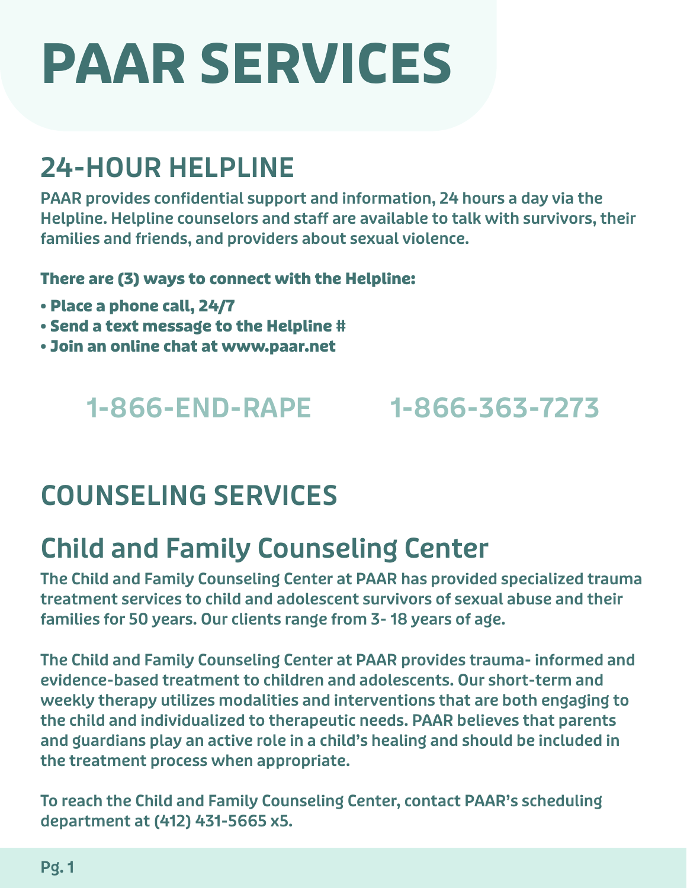# PAAR SERVICES

## 24-HOUR HELPLINE

**PAAR provides confidential support and information, 24 hours a day via the Helpline. Helpline counselors and staff are available to talk with survivors, their families and friends, and providers about sexual violence.**

**There are (3) ways to connect with the Helpline:**

- **Place a phone call, 24/7**
- **Send a text message to the Helpline #**
- **Join an online chat at www.paar.net**

**1-866-END-RAPE 1-866-363-7273**

## COUNSELING SERVICES

### Child and Family Counseling Center

**The Child and Family Counseling Center at PAAR has provided specialized trauma treatment services to child and adolescent survivors of sexual abuse and their families for 50 years. Our clients range from 3- 18 years of age.**

**The Child and Family Counseling Center at PAAR provides trauma- informed and evidence-based treatment to children and adolescents. Our short-term and weekly therapy utilizes modalities and interventions that are both engaging to the child and individualized to therapeutic needs. PAAR believes that parents and guardians play an active role in a child's healing and should be included in the treatment process when appropriate.**

**To reach the Child and Family Counseling Center, contact PAAR's scheduling department at (412) 431-5665 x5.**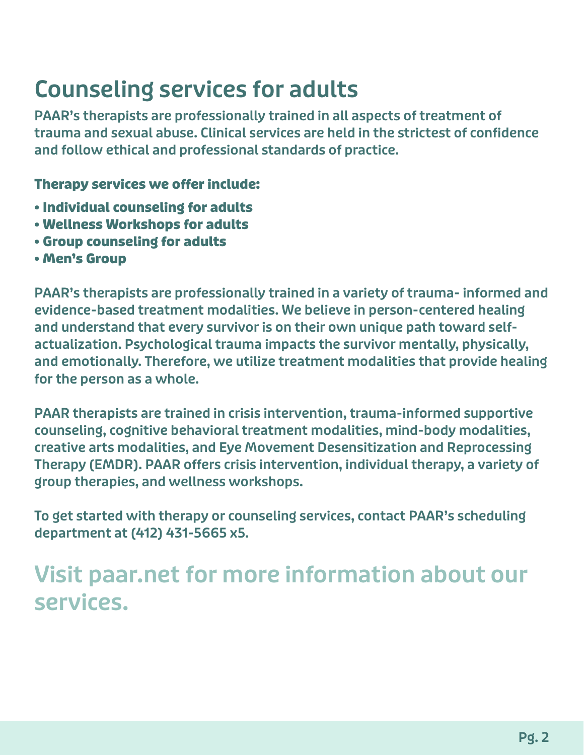# Counseling services for adults

**PAAR's therapists are professionally trained in all aspects of treatment of trauma and sexual abuse. Clinical services are held in the strictest of confidence and follow ethical and professional standards of practice.**

**Therapy services we offer include:**

- **Individual counseling for adults**
- **Wellness Workshops for adults**
- **Group counseling for adults**
- **Men's Group**

**PAAR's therapists are professionally trained in a variety of trauma- informed and evidence-based treatment modalities. We believe in person-centered healing and understand that every survivor is on their own unique path toward self-actualization. Psychological trauma impacts the survivor mentally, physically, and emotionally. Therefore, we utilize treatment modalities that provide healing for the person as a whole.**

**PAAR therapists are trained in crisis intervention, trauma-informed supportive counseling, cognitive behavioral treatment modalities, mind-body modalities, creative arts modalities, and Eye Movement Desensitization and Reprocessing Therapy (EMDR). PAAR offers crisis intervention, individual therapy, a variety of group therapies, and wellness workshops.**

**To get started with therapy or counseling services, contact PAAR's scheduling department at (412) 431-5665 x5.**

## Visit paar.net for more information about our services.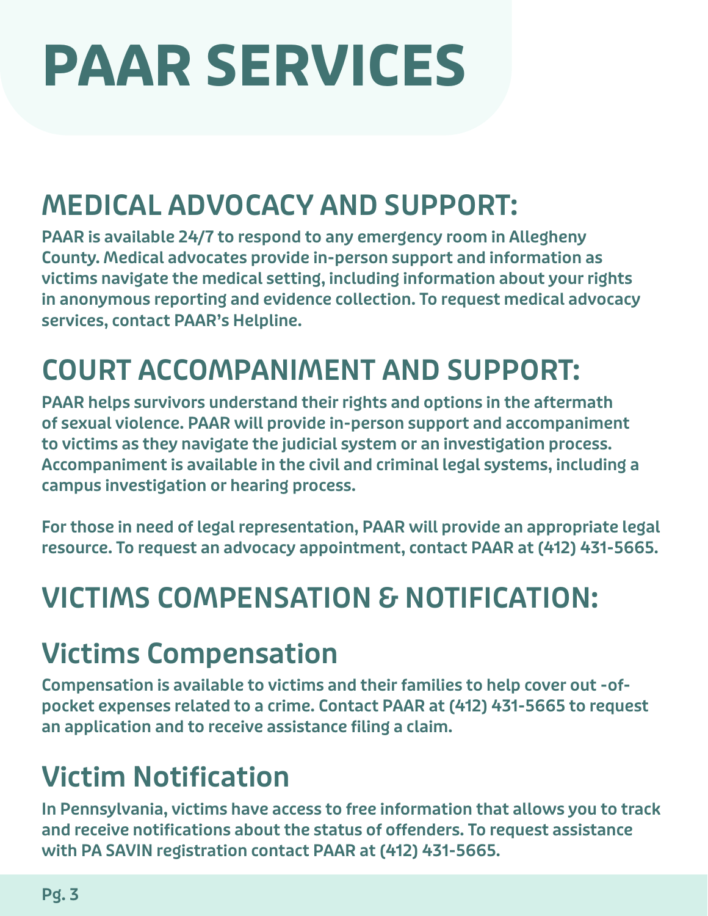# PAAR SERVICES

## MEDICAL ADVOCACY AND SUPPORT:

**PAAR is available 24/7 to respond to any emergency room in Allegheny County. Medical advocates provide in-person support and information as victims navigate the medical setting, including information about your rights in anonymous reporting and evidence collection. To request medical advocacy services, contact PAAR's Helpline.**

## COURT ACCOMPANIMENT AND SUPPORT:

**PAAR helps survivors understand their rights and options in the aftermath of sexual violence. PAAR will provide in-person support and accompaniment to victims as they navigate the judicial system or an investigation process. Accompaniment is available in the civil and criminal legal systems, including a campus investigation or hearing process.**

**For those in need of legal representation, PAAR will provide an appropriate legal resource. To request an advocacy appointment, contact PAAR at (412) 431-5665.**

## VICTIMS COMPENSATION & NOTIFICATION:

### Victims Compensation

**Compensation is available to victims and their families to help cover out -of-pocket expenses related to a crime. Contact PAAR at (412) 431-5665 to request an application and to receive assistance filing a claim.**

### Victim Notification

**In Pennsylvania, victims have access to free information that allows you to track and receive notifications about the status of offenders. To request assistance with PA SAVIN registration contact PAAR at (412) 431-5665.**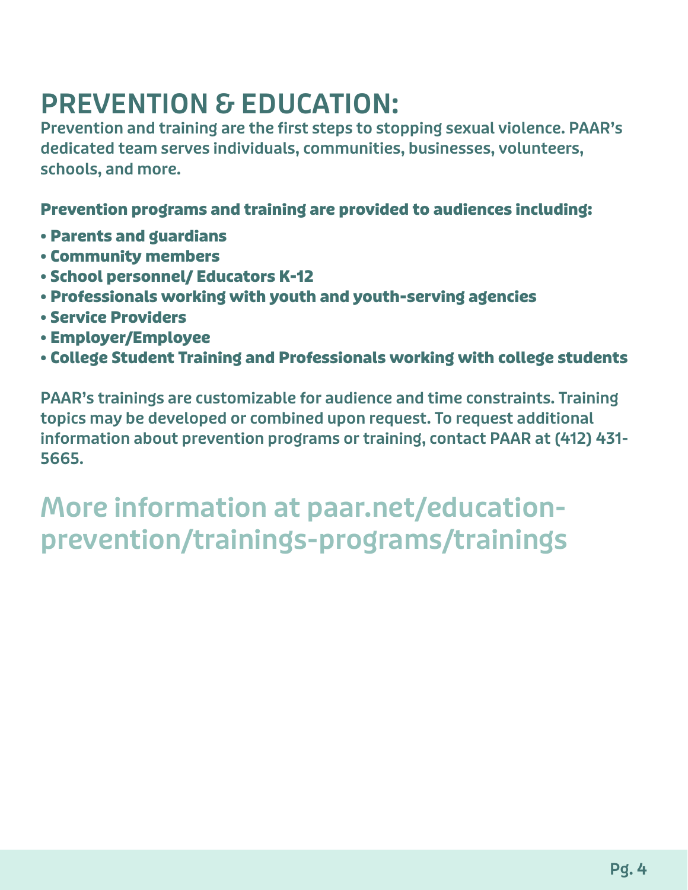# PREVENTION & EDUCATION:

**Prevention and training are the first steps to stopping sexual violence. PAAR's dedicated team serves individuals, communities, businesses, volunteers, schools, and more.**

**Prevention programs and training are provided to audiences including:**

- **Parents and guardians**
- **Community members**
- **School personnel/ Educators K-12**
- **Professionals working with youth and youth-serving agencies**
- **Service Providers**
- **Employer/Employee**
- **College Student Training and Professionals working with college students**

**PAAR's trainings are customizable for audience and time constraints. Training topics may be developed or combined upon request. To request additional information about prevention programs or training, contact PAAR at (412) 431-5665.**

## More information at paar.net/education-prevention/trainings-programs/trainings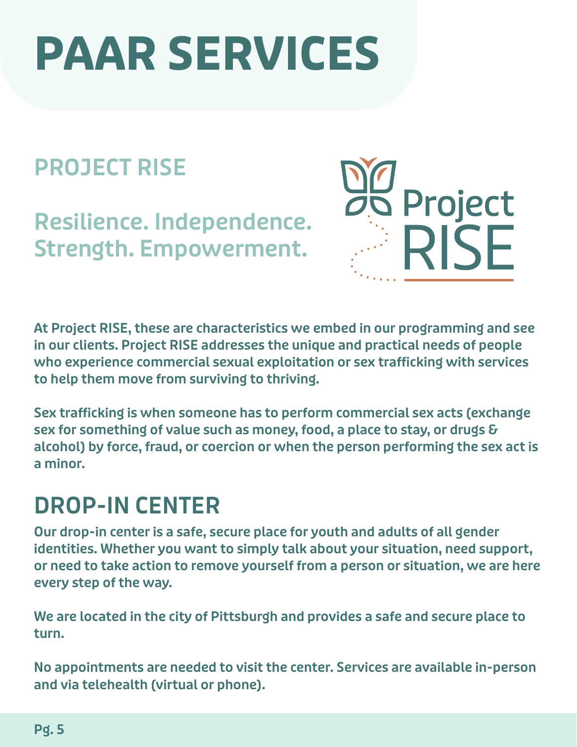# PAAR SERVICES

## PROJECT RISE

### Resilience. Independence. Strength. Empowerment.

Project RISE

At Project RISE, these are characteristics we embed in our programming and see in our clients. Project RISE addresses the unique and practical needs of people who experience commercial sexual exploitation or sex trafficking with services to help them move from surviving to thriving.

Sex trafficking is when someone has to perform commercial sex acts (exchange sex for something of value such as money, food, a place to stay, or drugs & alcohol) by force, fraud, or coercion or when the person performing the sex act is a minor.

## DROP-IN CENTER

Our drop-in center is a safe, secure place for youth and adults of all gender identities. Whether you want to simply talk about your situation, need support, or need to take action to remove yourself from a person or situation, we are here every step of the way.

We are located in the city of Pittsburgh and provides a safe and secure place to turn.

No appointments are needed to visit the center. Services are available in-person and via telehealth (virtual or phone).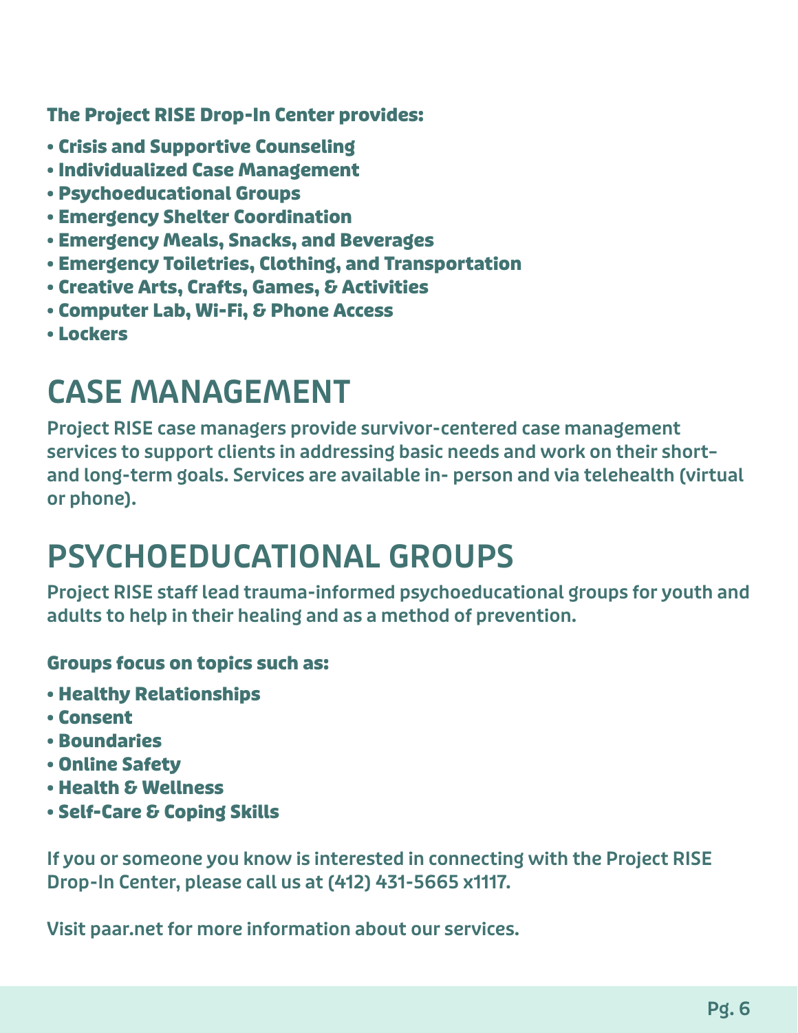**The Project RISE Drop-In Center provides:**

- **Crisis and Supportive Counseling**
- **Individualized Case Management**
- **Psychoeducational Groups**
- **Emergency Shelter Coordination**
- **Emergency Meals, Snacks, and Beverages**
- **Emergency Toiletries, Clothing, and Transportation**
- **Creative Arts, Crafts, Games, & Activities**
- **Computer Lab, Wi-Fi, & Phone Access**
- **Lockers**

## CASE MANAGEMENT

Project RISE case managers provide survivor-centered case management services to support clients in addressing basic needs and work on their short- and long-term goals. Services are available in- person and via telehealth (virtual or phone).

## PSYCHOEDUCATIONAL GROUPS

Project RISE staff lead trauma-informed psychoeducational groups for youth and adults to help in their healing and as a method of prevention.

**Groups focus on topics such as:**

- **Healthy Relationships**
- **Consent**
- **Boundaries**
- **Online Safety**
- **Health & Wellness**
- **Self-Care & Coping Skills**

If you or someone you know is interested in connecting with the Project RISE Drop-In Center, please call us at (412) 431-5665 x1117.

Visit paar.net for more information about our services.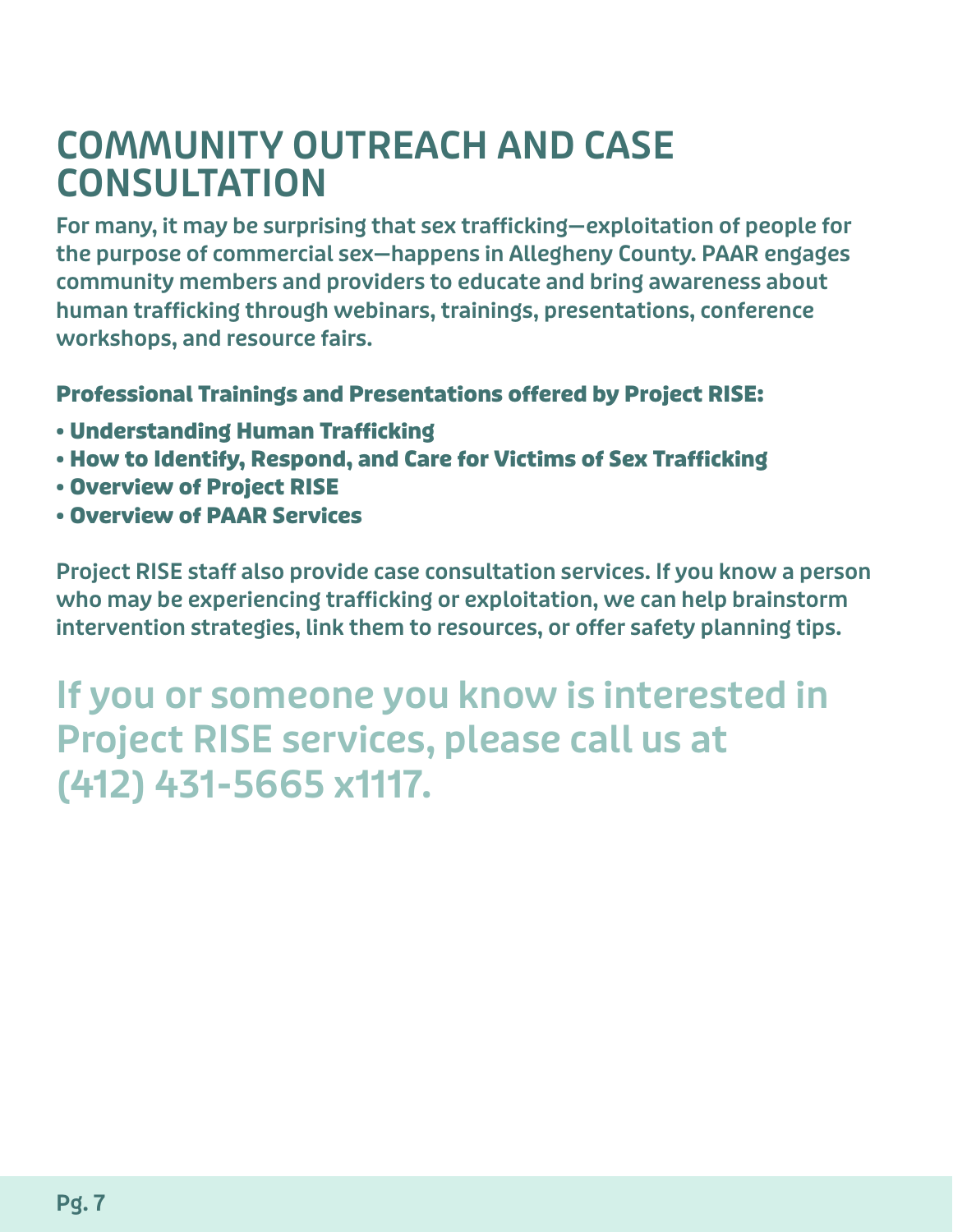# COMMUNITY OUTREACH AND CASE CONSULTATION

**For many, it may be surprising that sex trafficking—exploitation of people for the purpose of commercial sex—happens in Allegheny County. PAAR engages community members and providers to educate and bring awareness about human trafficking through webinars, trainings, presentations, conference workshops, and resource fairs.**

**Professional Trainings and Presentations offered by Project RISE:**

- **Understanding Human Trafficking**
- **How to Identify, Respond, and Care for Victims of Sex Trafficking**
- **Overview of Project RISE**
- **Overview of PAAR Services**

**Project RISE staff also provide case consultation services. If you know a person who may be experiencing trafficking or exploitation, we can help brainstorm intervention strategies, link them to resources, or offer safety planning tips.**

## If you or someone you know is interested in Project RISE services, please call us at (412) 431-5665 x1117.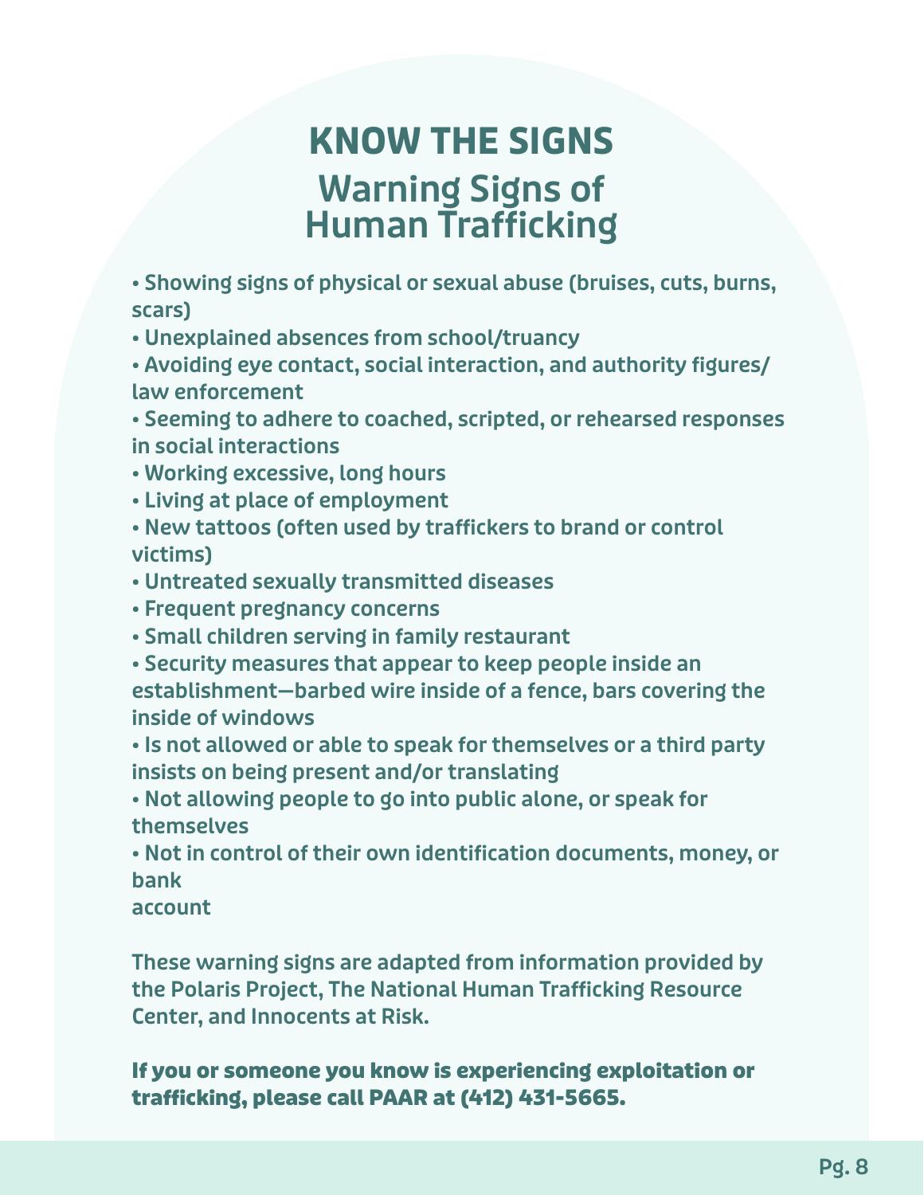# KNOW THE SIGNS

## Warning Signs of Human Trafficking

- Showing signs of physical or sexual abuse (bruises, cuts, burns, scars)
- Unexplained absences from school/truancy
- Avoiding eye contact, social interaction, and authority figures/ law enforcement
- Seeming to adhere to coached, scripted, or rehearsed responses in social interactions
- Working excessive, long hours
- Living at place of employment
- New tattoos (often used by traffickers to brand or control victims)
- Untreated sexually transmitted diseases
- Frequent pregnancy concerns
- Small children serving in family restaurant
- Security measures that appear to keep people inside an establishment—barbed wire inside of a fence, bars covering the inside of windows
- Is not allowed or able to speak for themselves or a third party insists on being present and/or translating
- Not allowing people to go into public alone, or speak for themselves
- Not in control of their own identification documents, money, or bank account

These warning signs are adapted from information provided by the Polaris Project, The National Human Trafficking Resource Center, and Innocents at Risk.

**If you or someone you know is experiencing exploitation or trafficking, please call PAAR at (412) 431-5665.**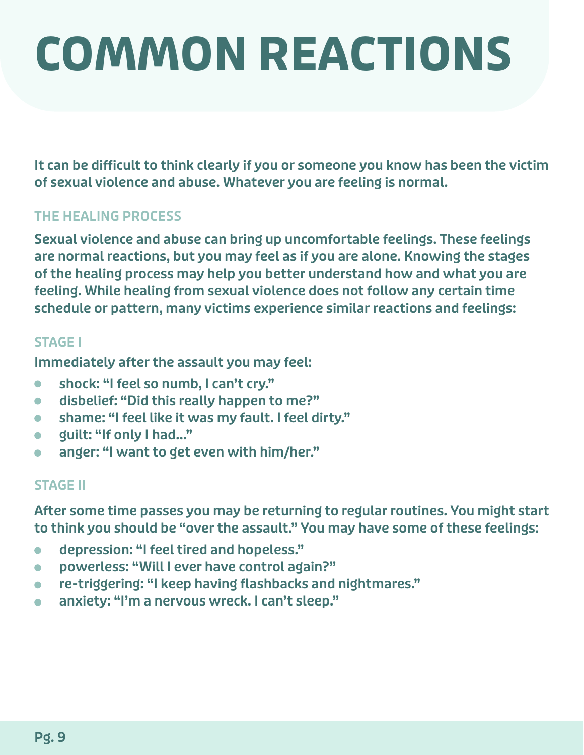# COMMON REACTIONS

**It can be difficult to think clearly if you or someone you know has been the victim of sexual violence and abuse. Whatever you are feeling is normal.**

## THE HEALING PROCESS

**Sexual violence and abuse can bring up uncomfortable feelings. These feelings are normal reactions, but you may feel as if you are alone. Knowing the stages of the healing process may help you better understand how and what you are feeling. While healing from sexual violence does not follow any certain time schedule or pattern, many victims experience similar reactions and feelings:**

### STAGE I

**Immediately after the assault you may feel:**

- **shock: "I feel so numb, I can't cry."**
- **disbelief: "Did this really happen to me?"**
- **shame: "I feel like it was my fault. I feel dirty."**
- **guilt: "If only I had..."**
- **anger: "I want to get even with him/her."**

### STAGE II

**After some time passes you may be returning to regular routines. You might start to think you should be "over the assault." You may have some of these feelings:**

- **depression: "I feel tired and hopeless."**
- **powerless: "Will I ever have control again?"**
- **re-triggering: "I keep having flashbacks and nightmares."**
- **anxiety: "I'm a nervous wreck. I can't sleep."**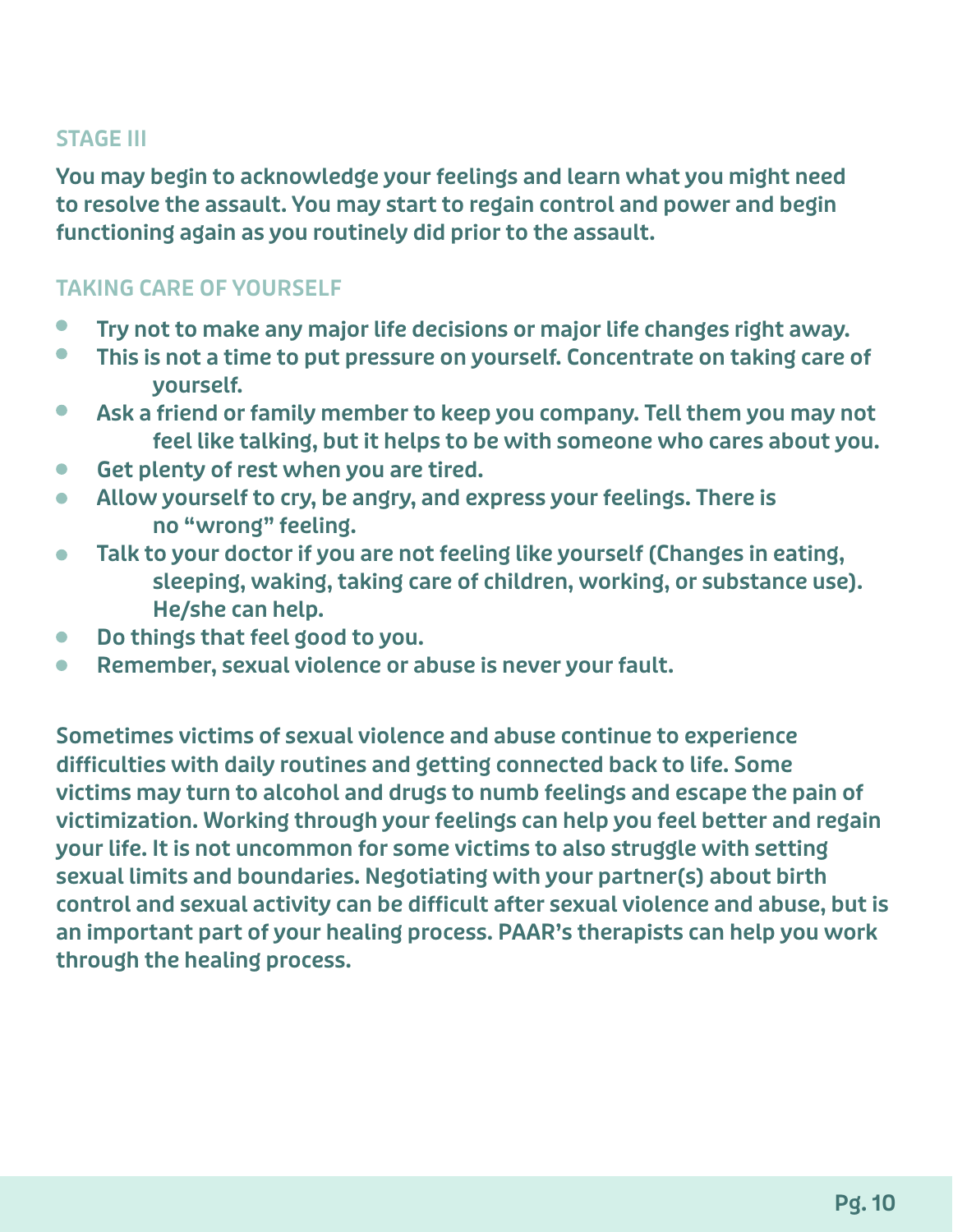## STAGE III

You may begin to acknowledge your feelings and learn what you might need to resolve the assault. You may start to regain control and power and begin functioning again as you routinely did prior to the assault.

## TAKING CARE OF YOURSELF

- Try not to make any major life decisions or major life changes right away.
- This is not a time to put pressure on yourself. Concentrate on taking care of yourself.
- Ask a friend or family member to keep you company. Tell them you may not feel like talking, but it helps to be with someone who cares about you.
- Get plenty of rest when you are tired.
- Allow yourself to cry, be angry, and express your feelings. There is no "wrong" feeling.
- Talk to your doctor if you are not feeling like yourself (Changes in eating, sleeping, waking, taking care of children, working, or substance use). He/she can help.
- Do things that feel good to you.
- Remember, sexual violence or abuse is never your fault.

Sometimes victims of sexual violence and abuse continue to experience difficulties with daily routines and getting connected back to life. Some victims may turn to alcohol and drugs to numb feelings and escape the pain of victimization. Working through your feelings can help you feel better and regain your life. It is not uncommon for some victims to also struggle with setting sexual limits and boundaries. Negotiating with your partner(s) about birth control and sexual activity can be difficult after sexual violence and abuse, but is an important part of your healing process. PAAR's therapists can help you work through the healing process.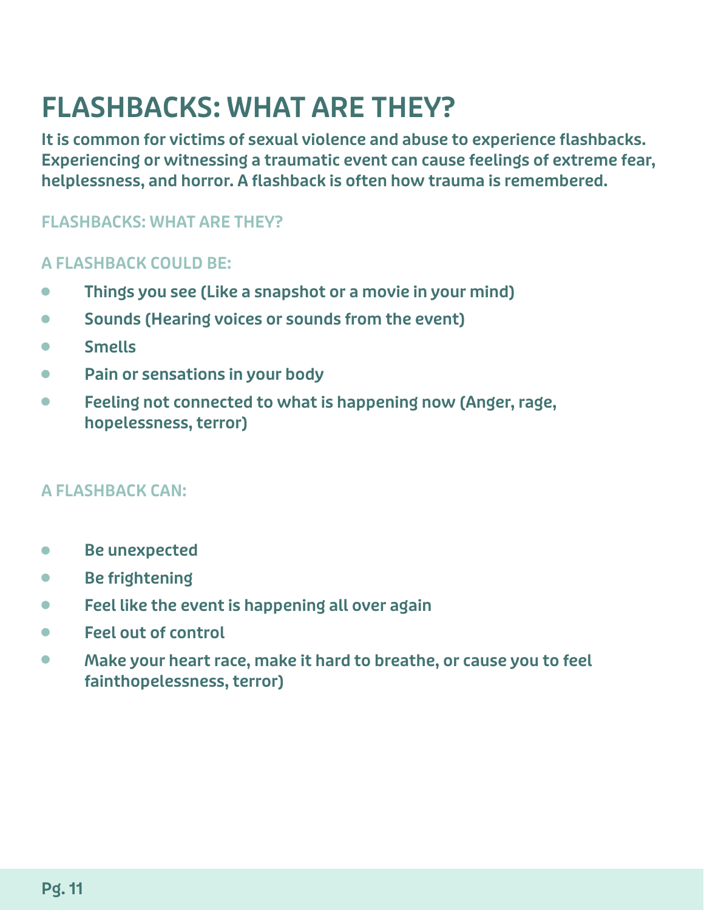# FLASHBACKS: WHAT ARE THEY?

**It is common for victims of sexual violence and abuse to experience flashbacks. Experiencing or witnessing a traumatic event can cause feelings of extreme fear, helplessness, and horror. A flashback is often how trauma is remembered.**

### FLASHBACKS: WHAT ARE THEY?

### A FLASHBACK COULD BE:

- Things you see (Like a snapshot or a movie in your mind)
- Sounds (Hearing voices or sounds from the event)
- Smells
- Pain or sensations in your body
- Feeling not connected to what is happening now (Anger, rage, hopelessness, terror)

### A FLASHBACK CAN:

- Be unexpected
- Be frightening
- Feel like the event is happening all over again
- Feel out of control
- Make your heart race, make it hard to breathe, or cause you to feel fainthopelessness, terror)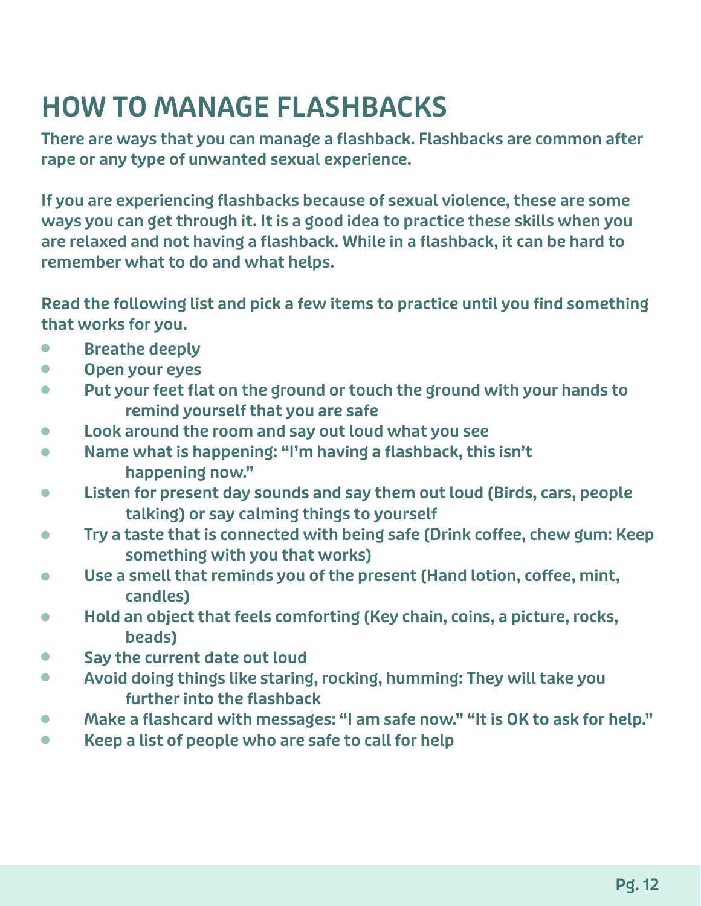# HOW TO MANAGE FLASHBACKS

**There are ways that you can manage a flashback. Flashbacks are common after rape or any type of unwanted sexual experience.**

**If you are experiencing flashbacks because of sexual violence, these are some ways you can get through it. It is a good idea to practice these skills when you are relaxed and not having a flashback. While in a flashback, it can be hard to remember what to do and what helps.**

**Read the following list and pick a few items to practice until you find something that works for you.**

- Breathe deeply
- Open your eyes
- Put your feet flat on the ground or touch the ground with your hands to remind yourself that you are safe
- Look around the room and say out loud what you see
- Name what is happening: "I'm having a flashback, this isn't happening now."
- Listen for present day sounds and say them out loud (Birds, cars, people talking) or say calming things to yourself
- Try a taste that is connected with being safe (Drink coffee, chew gum: Keep something with you that works)
- Use a smell that reminds you of the present (Hand lotion, coffee, mint, candles)
- Hold an object that feels comforting (Key chain, coins, a picture, rocks, beads)
- Say the current date out loud
- Avoid doing things like staring, rocking, humming: They will take you further into the flashback
- Make a flashcard with messages: "I am safe now." "It is OK to ask for help."
- Keep a list of people who are safe to call for help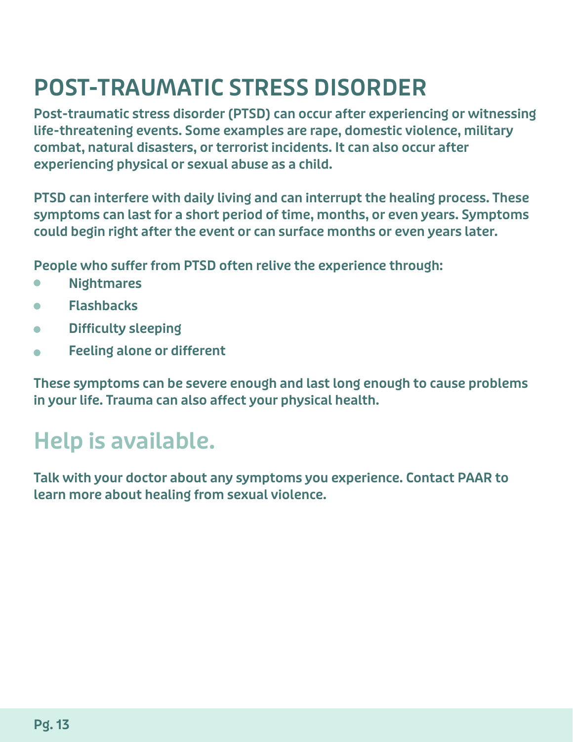# POST-TRAUMATIC STRESS DISORDER

**Post-traumatic stress disorder (PTSD) can occur after experiencing or witnessing life-threatening events. Some examples are rape, domestic violence, military combat, natural disasters, or terrorist incidents. It can also occur after experiencing physical or sexual abuse as a child.**

**PTSD can interfere with daily living and can interrupt the healing process. These symptoms can last for a short period of time, months, or even years. Symptoms could begin right after the event or can surface months or even years later.**

**People who suffer from PTSD often relive the experience through:**

- **Nightmares**
- **Flashbacks**
- **Difficulty sleeping**
- **Feeling alone or different**

**These symptoms can be severe enough and last long enough to cause problems in your life. Trauma can also affect your physical health.**

## Help is available.

**Talk with your doctor about any symptoms you experience. Contact PAAR to learn more about healing from sexual violence.**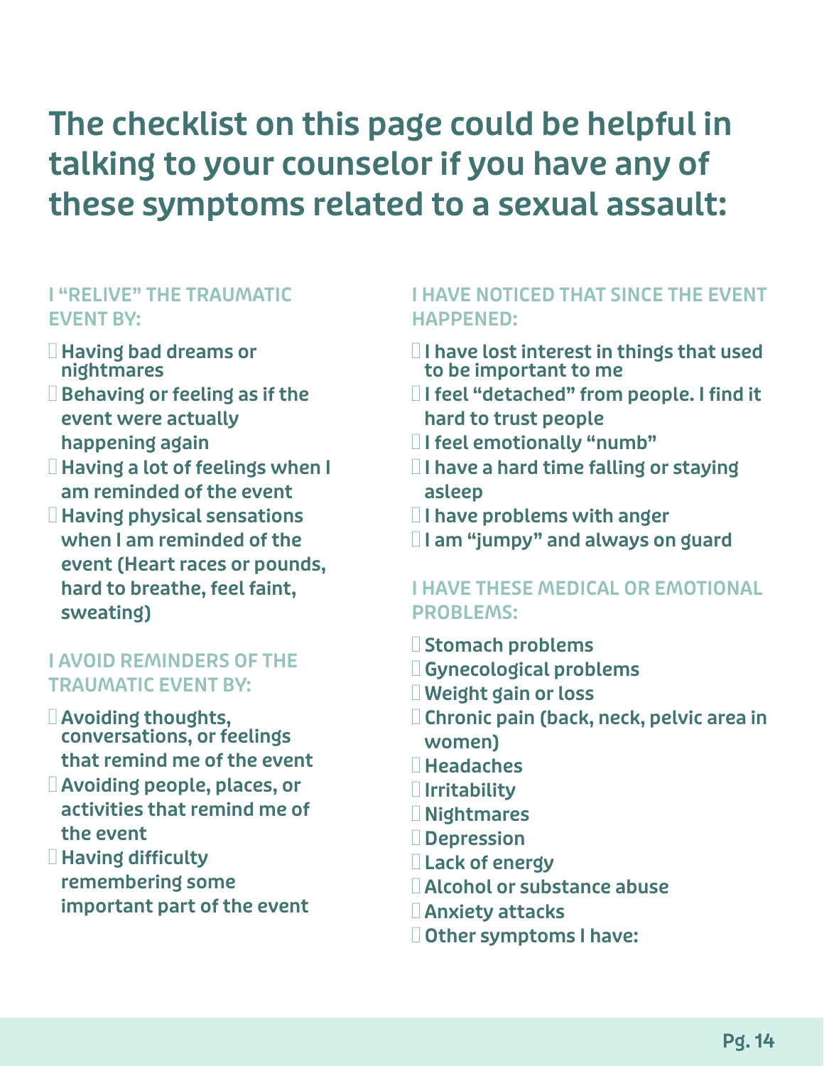# The checklist on this page could be helpful in talking to your counselor if you have any of these symptoms related to a sexual assault:

### I "RELIVE" THE TRAUMATIC EVENT BY:

- [ ] Having bad dreams or nightmares
- [ ] Behaving or feeling as if the event were actually happening again
- [ ] Having a lot of feelings when I am reminded of the event
- [ ] Having physical sensations when I am reminded of the event (Heart races or pounds, hard to breathe, feel faint, sweating)

### I AVOID REMINDERS OF THE TRAUMATIC EVENT BY:

- [ ] Avoiding thoughts, conversations, or feelings that remind me of the event
- [ ] Avoiding people, places, or activities that remind me of the event
- [ ] Having difficulty remembering some important part of the event

### I HAVE NOTICED THAT SINCE THE EVENT HAPPENED:

- [ ] I have lost interest in things that used to be important to me
- [ ] I feel "detached" from people. I find it hard to trust people
- [ ] I feel emotionally "numb"
- [ ] I have a hard time falling or staying asleep
- [ ] I have problems with anger
- [ ] I am "jumpy" and always on guard

### I HAVE THESE MEDICAL OR EMOTIONAL PROBLEMS:

- [ ] Stomach problems
- [ ] Gynecological problems
- [ ] Weight gain or loss
- [ ] Chronic pain (back, neck, pelvic area in women)
- [ ] Headaches
- [ ] Irritability
- [ ] Nightmares
- [ ] Depression
- [ ] Lack of energy
- [ ] Alcohol or substance abuse
- [ ] Anxiety attacks
- [ ] Other symptoms I have: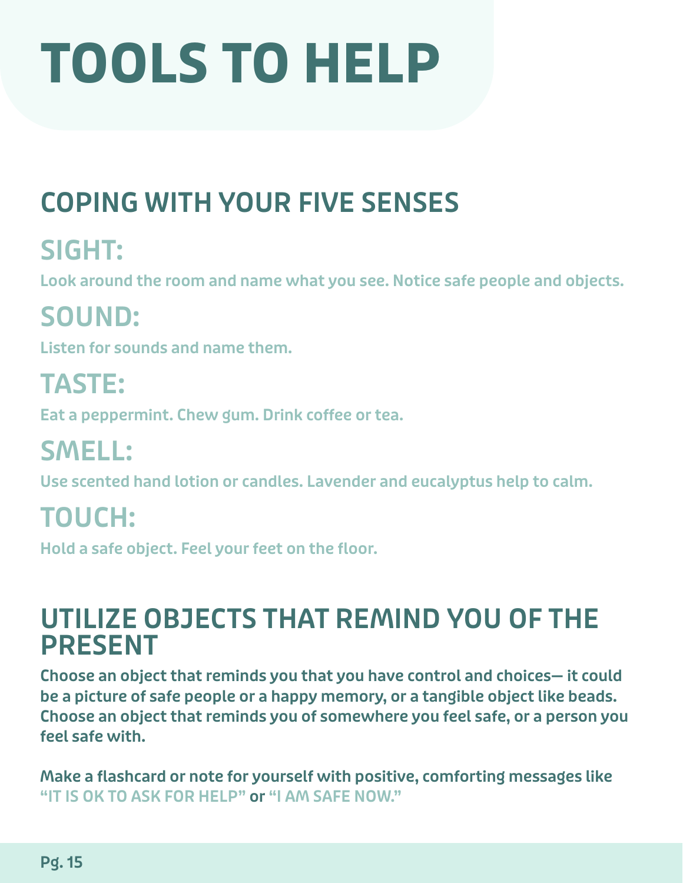# TOOLS TO HELP

## COPING WITH YOUR FIVE SENSES

### SIGHT:

**Look around the room and name what you see. Notice safe people and objects.**

### SOUND:

**Listen for sounds and name them.**

### TASTE:

**Eat a peppermint. Chew gum. Drink coffee or tea.**

### SMELL:

**Use scented hand lotion or candles. Lavender and eucalyptus help to calm.**

### TOUCH:

**Hold a safe object. Feel your feet on the floor.**

## UTILIZE OBJECTS THAT REMIND YOU OF THE PRESENT

**Choose an object that reminds you that you have control and choices— it could be a picture of safe people or a happy memory, or a tangible object like beads. Choose an object that reminds you of somewhere you feel safe, or a person you feel safe with.**

**Make a flashcard or note for yourself with positive, comforting messages like "IT IS OK TO ASK FOR HELP" or "I AM SAFE NOW."**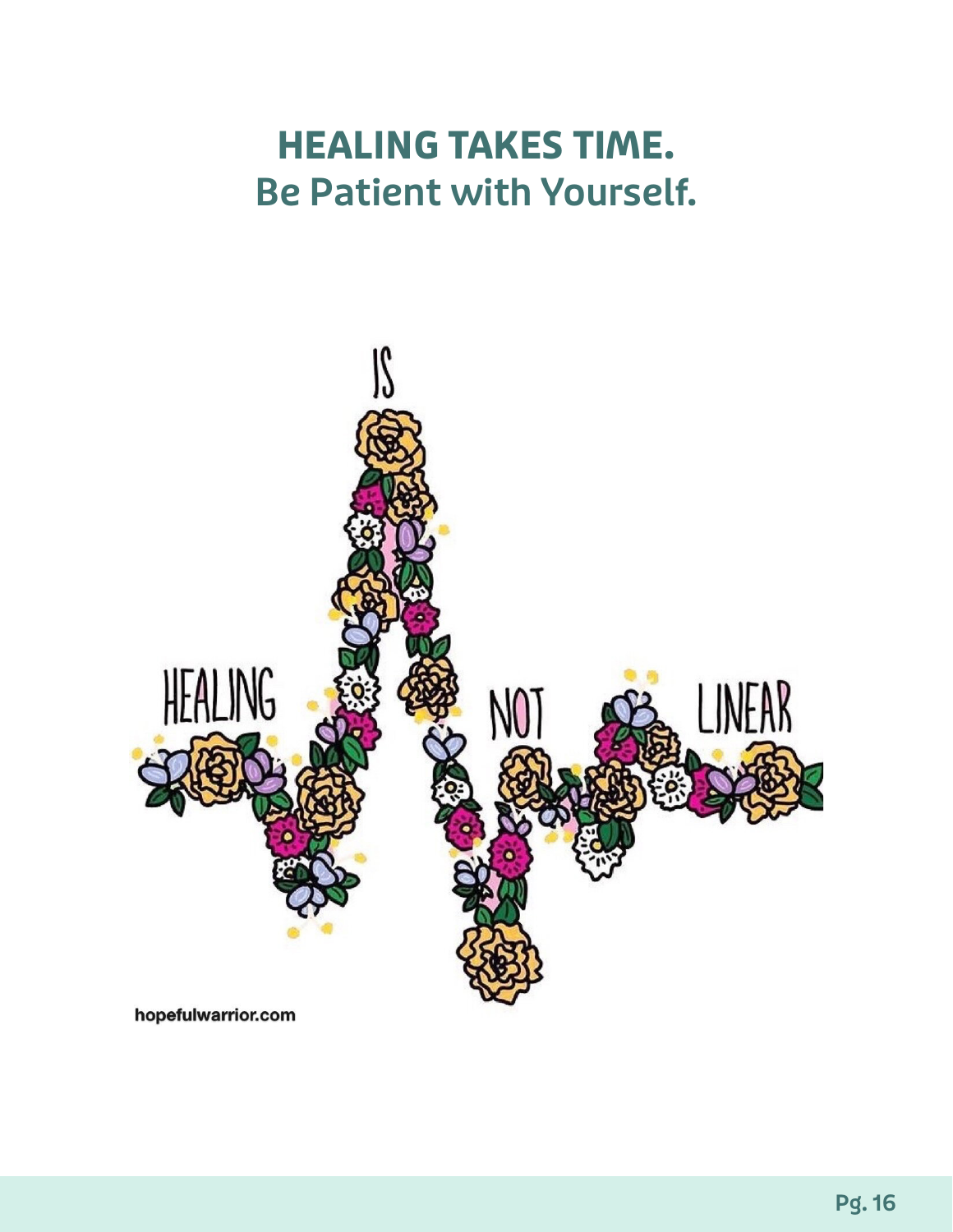# HEALING TAKES TIME.
## Be Patient with Yourself.

HEALING IS NOT LINEAR

hopefulwarrior.com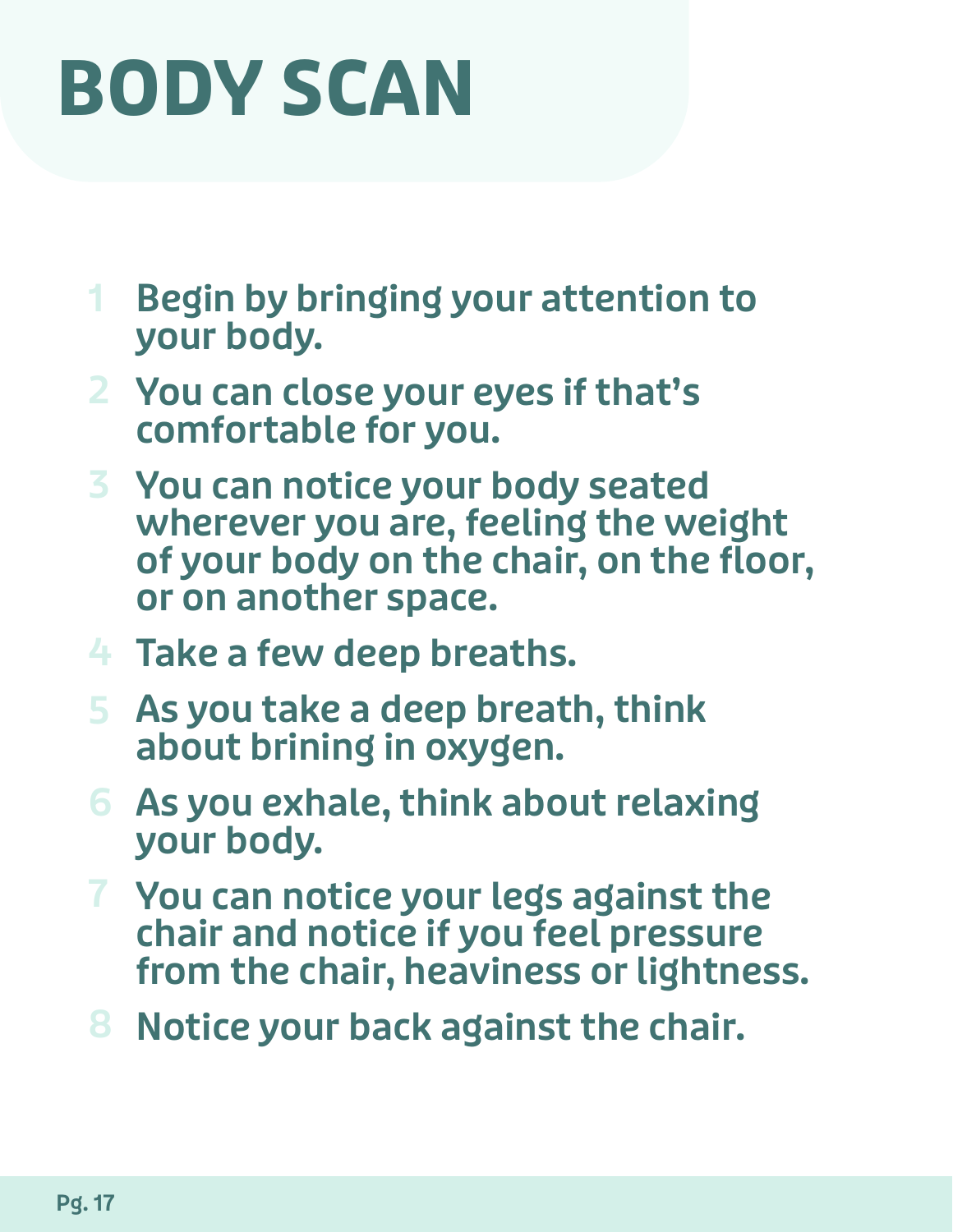# BODY SCAN

1. Begin by bringing your attention to your body.
2. You can close your eyes if that's comfortable for you.
3. You can notice your body seated wherever you are, feeling the weight of your body on the chair, on the floor, or on another space.
4. Take a few deep breaths.
5. As you take a deep breath, think about brining in oxygen.
6. As you exhale, think about relaxing your body.
7. You can notice your legs against the chair and notice if you feel pressure from the chair, heaviness or lightness.
8. Notice your back against the chair.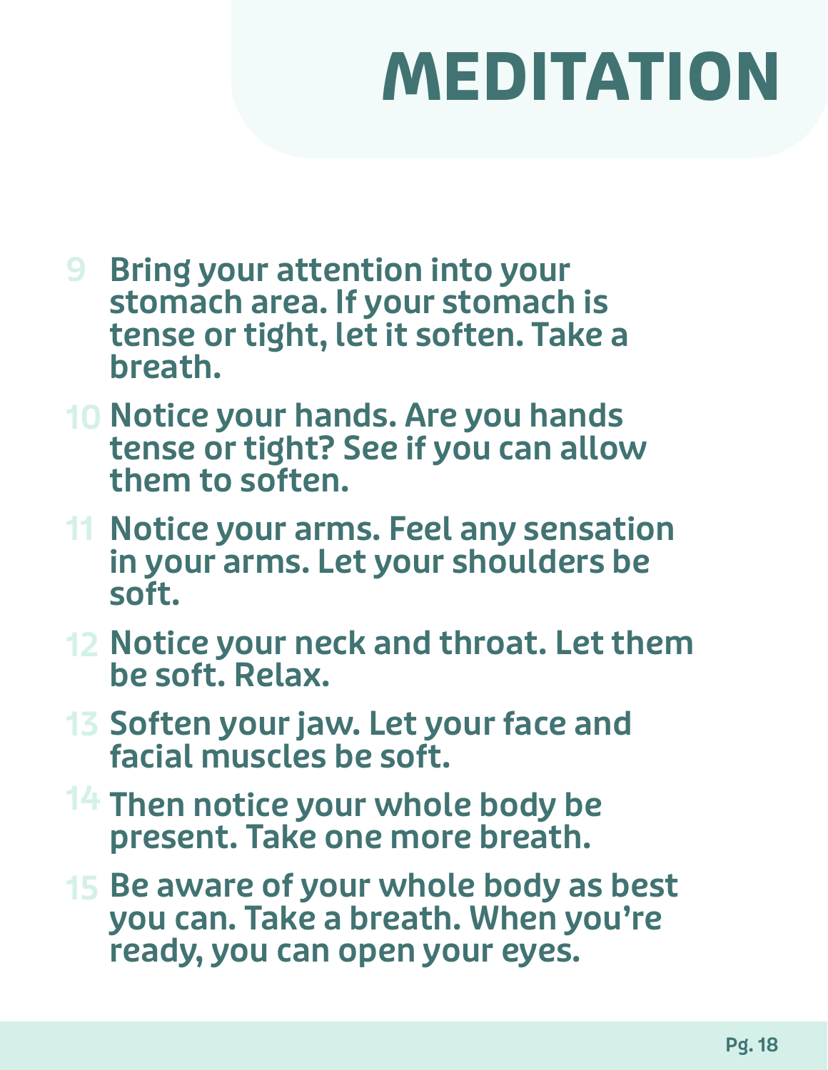# MEDITATION

9. Bring your attention into your stomach area. If your stomach is tense or tight, let it soften. Take a breath.
10. Notice your hands. Are you hands tense or tight? See if you can allow them to soften.
11. Notice your arms. Feel any sensation in your arms. Let your shoulders be soft.
12. Notice your neck and throat. Let them be soft. Relax.
13. Soften your jaw. Let your face and facial muscles be soft.
14. Then notice your whole body be present. Take one more breath.
15. Be aware of your whole body as best you can. Take a breath. When you're ready, you can open your eyes.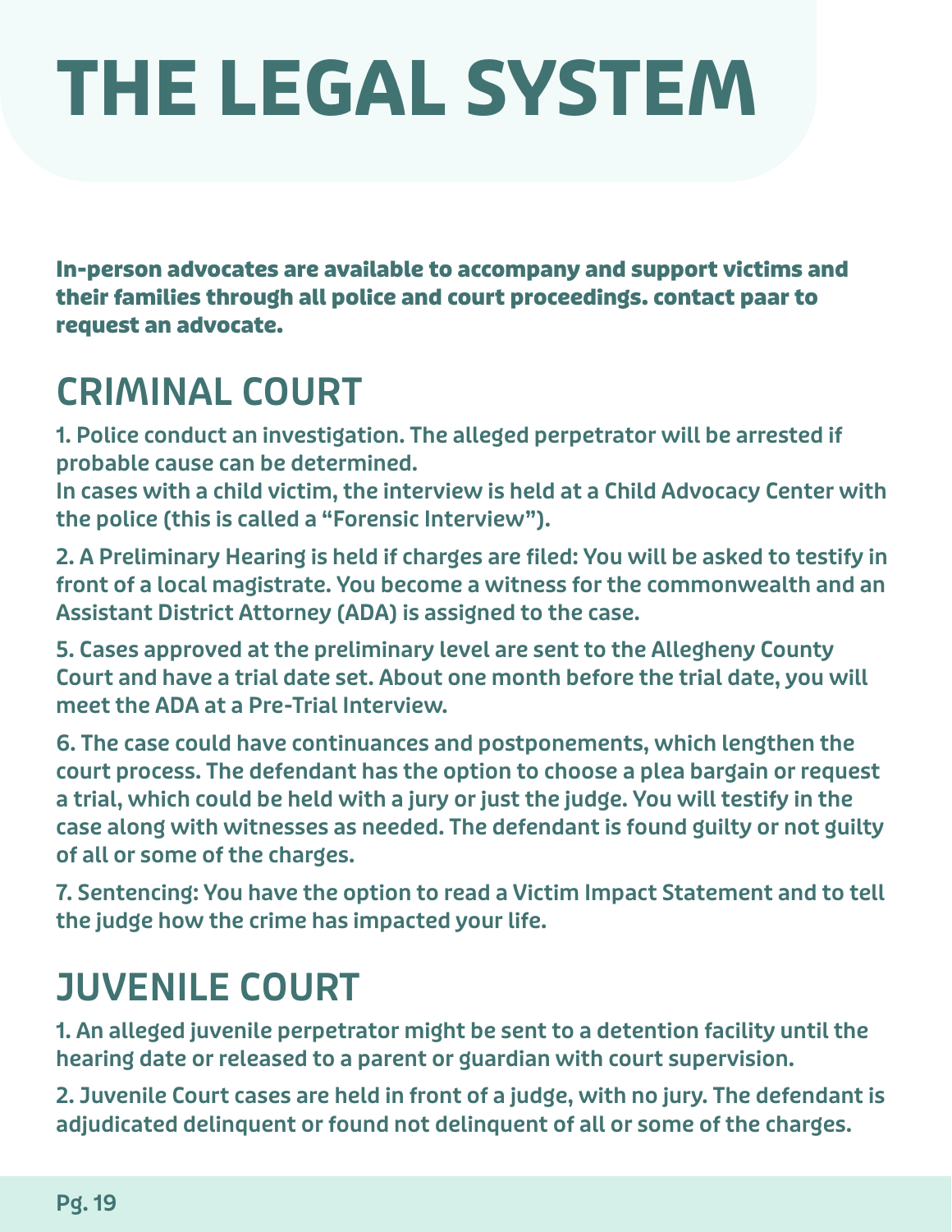# THE LEGAL SYSTEM

**In-person advocates are available to accompany and support victims and their families through all police and court proceedings. contact paar to request an advocate.**

## CRIMINAL COURT

1. Police conduct an investigation. The alleged perpetrator will be arrested if probable cause can be determined.
In cases with a child victim, the interview is held at a Child Advocacy Center with the police (this is called a "Forensic Interview").

2. A Preliminary Hearing is held if charges are filed: You will be asked to testify in front of a local magistrate. You become a witness for the commonwealth and an Assistant District Attorney (ADA) is assigned to the case.

5. Cases approved at the preliminary level are sent to the Allegheny County Court and have a trial date set. About one month before the trial date, you will meet the ADA at a Pre-Trial Interview.

6. The case could have continuances and postponements, which lengthen the court process. The defendant has the option to choose a plea bargain or request a trial, which could be held with a jury or just the judge. You will testify in the case along with witnesses as needed. The defendant is found guilty or not guilty of all or some of the charges.

7. Sentencing: You have the option to read a Victim Impact Statement and to tell the judge how the crime has impacted your life.

## JUVENILE COURT

1. An alleged juvenile perpetrator might be sent to a detention facility until the hearing date or released to a parent or guardian with court supervision.

2. Juvenile Court cases are held in front of a judge, with no jury. The defendant is adjudicated delinquent or found not delinquent of all or some of the charges.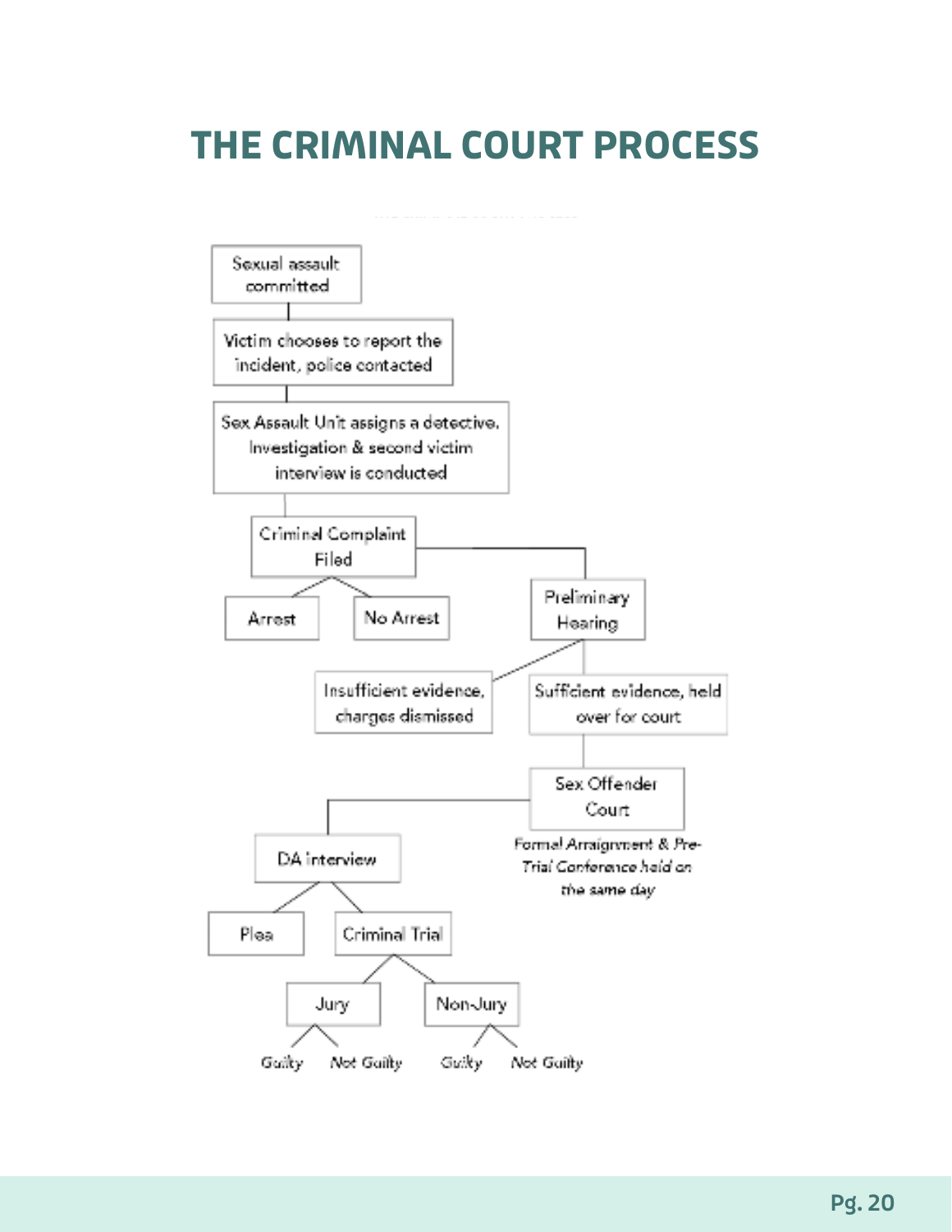# THE CRIMINAL COURT PROCESS

- Sexual assault committed
  - Victim chooses to report the incident, police contacted
    - Sex Assault Unit assigns a detective. Investigation & second victim interview is conducted
      - Criminal Complaint Filed
        - Arrest
        - No Arrest
        - Preliminary Hearing
          - Insufficient evidence, charges dismissed
          - Sufficient evidence, held over for court
            - Sex Offender Court
              - *Formal Arraignment & Pre-Trial Conference held on the same day*
              - DA interview
                - Plea
                - Criminal Trial
                  - Jury
                    - *Guilty*
                    - *Not Guilty*
                  - Non-Jury
                    - *Guilty*
                    - *Not Guilty*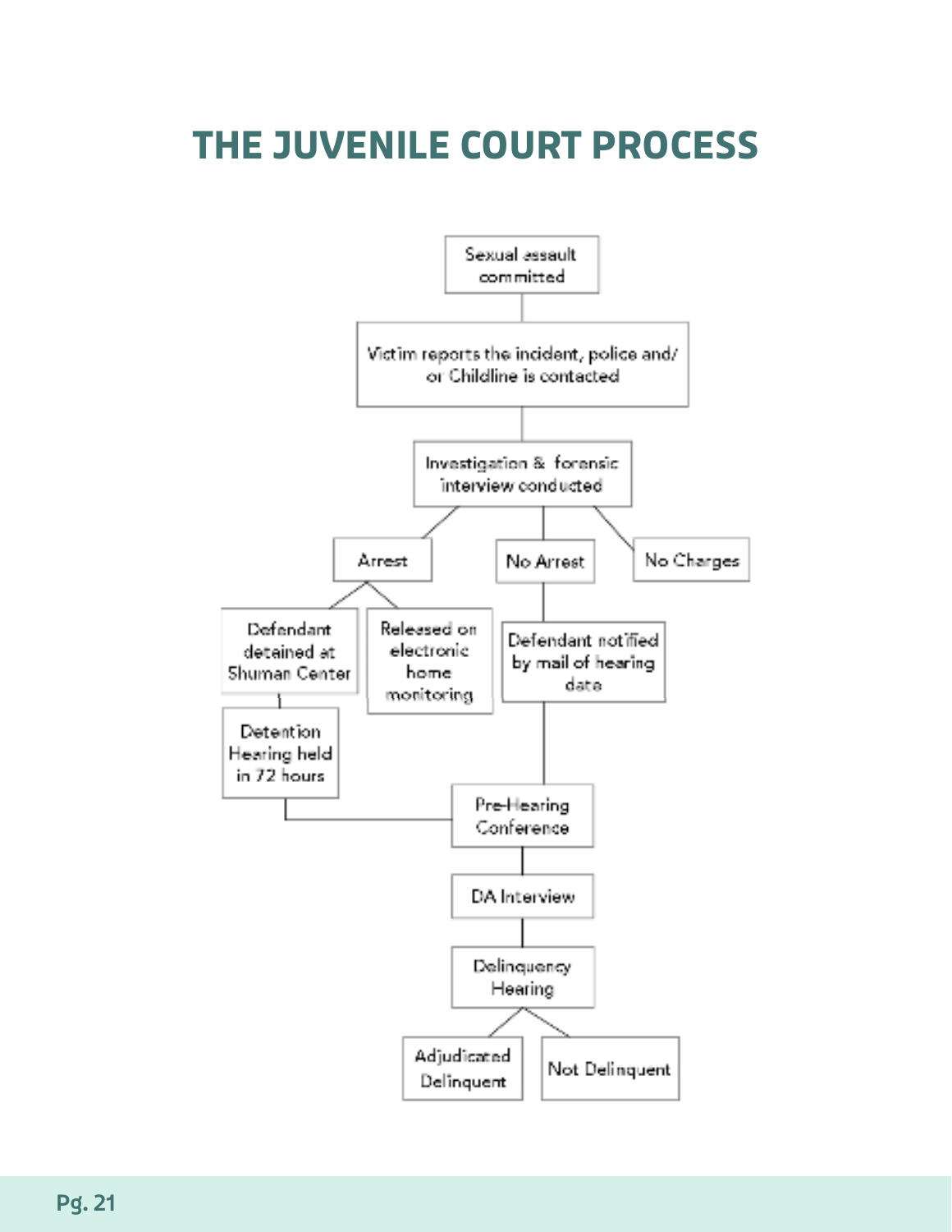# THE JUVENILE COURT PROCESS

Sexual assault committed

Victim reports the incident, police and/or Childline is contacted

Investigation & forensic interview conducted

Arrest

No Arrest

No Charges

Defendant detained at Shuman Center

Released on electronic home monitoring

Defendant notified by mail of hearing date

Detention Hearing held in 72 hours

Pre-Hearing Conference

DA Interview

Delinquency Hearing

Adjudicated Delinquent

Not Delinquent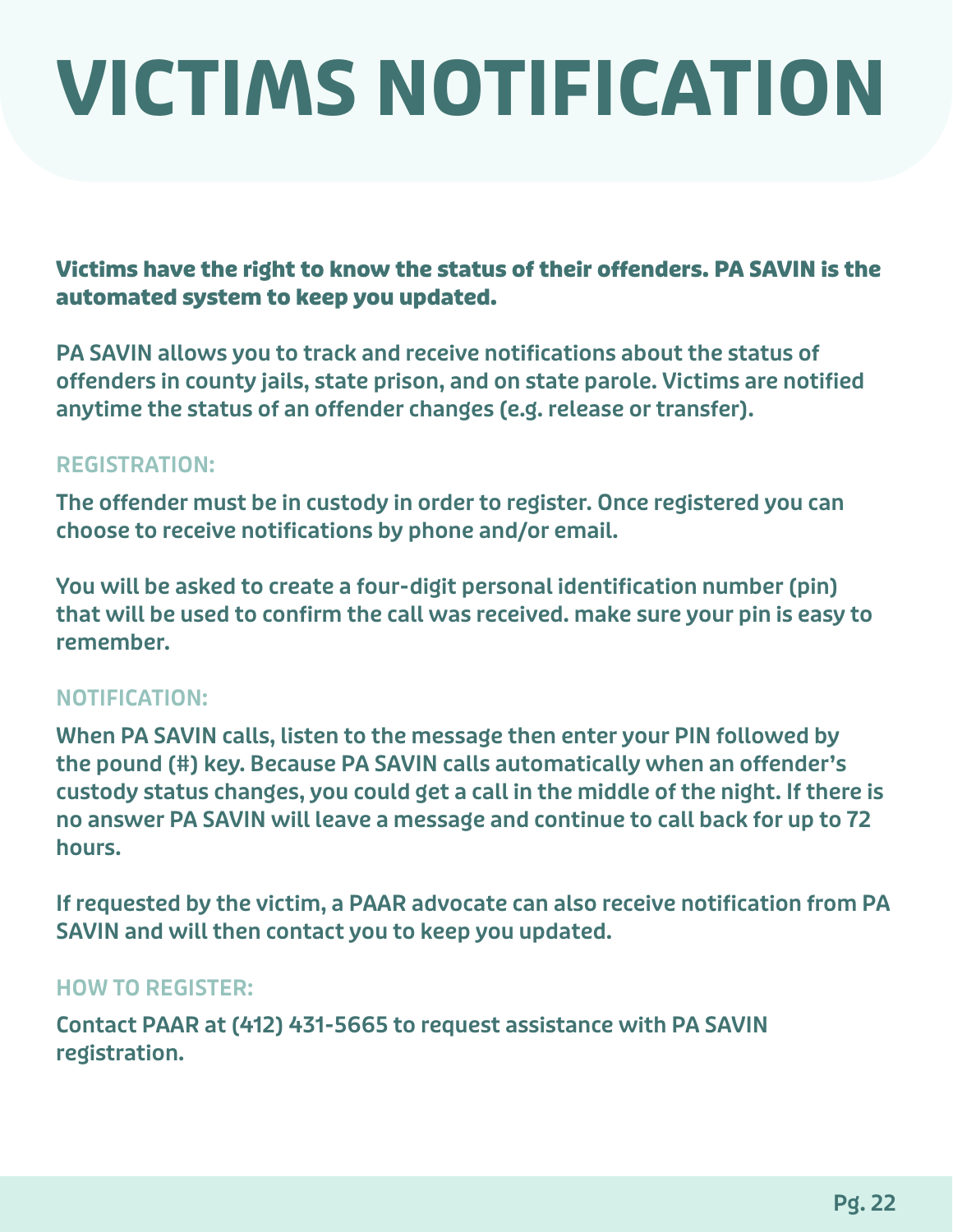# VICTIMS NOTIFICATION

**Victims have the right to know the status of their offenders. PA SAVIN is the automated system to keep you updated.**

PA SAVIN allows you to track and receive notifications about the status of offenders in county jails, state prison, and on state parole. Victims are notified anytime the status of an offender changes (e.g. release or transfer).

### REGISTRATION:

The offender must be in custody in order to register. Once registered you can choose to receive notifications by phone and/or email.

You will be asked to create a four-digit personal identification number (pin) that will be used to confirm the call was received. make sure your pin is easy to remember.

### NOTIFICATION:

When PA SAVIN calls, listen to the message then enter your PIN followed by the pound (#) key. Because PA SAVIN calls automatically when an offender's custody status changes, you could get a call in the middle of the night. If there is no answer PA SAVIN will leave a message and continue to call back for up to 72 hours.

If requested by the victim, a PAAR advocate can also receive notification from PA SAVIN and will then contact you to keep you updated.

### HOW TO REGISTER:

Contact PAAR at (412) 431-5665 to request assistance with PA SAVIN registration.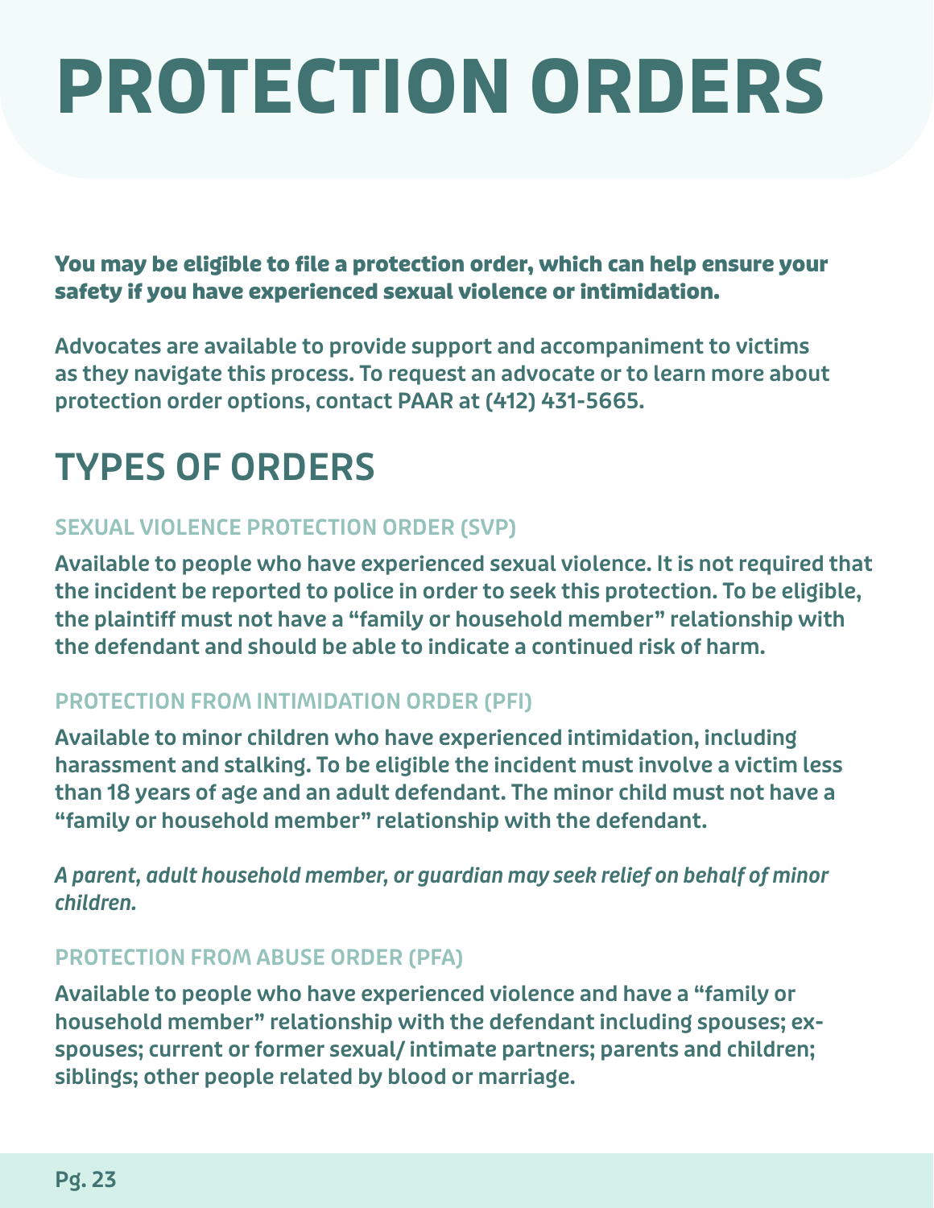# PROTECTION ORDERS

**You may be eligible to file a protection order, which can help ensure your safety if you have experienced sexual violence or intimidation.**

**Advocates are available to provide support and accompaniment to victims as they navigate this process. To request an advocate or to learn more about protection order options, contact PAAR at (412) 431-5665.**

## TYPES OF ORDERS

### SEXUAL VIOLENCE PROTECTION ORDER (SVP)

**Available to people who have experienced sexual violence. It is not required that the incident be reported to police in order to seek this protection. To be eligible, the plaintiff must not have a "family or household member" relationship with the defendant and should be able to indicate a continued risk of harm.**

### PROTECTION FROM INTIMIDATION ORDER (PFI)

**Available to minor children who have experienced intimidation, including harassment and stalking. To be eligible the incident must involve a victim less than 18 years of age and an adult defendant. The minor child must not have a "family or household member" relationship with the defendant.**

***A parent, adult household member, or guardian may seek relief on behalf of minor children.***

### PROTECTION FROM ABUSE ORDER (PFA)

**Available to people who have experienced violence and have a "family or household member" relationship with the defendant including spouses; ex-spouses; current or former sexual/ intimate partners; parents and children; siblings; other people related by blood or marriage.**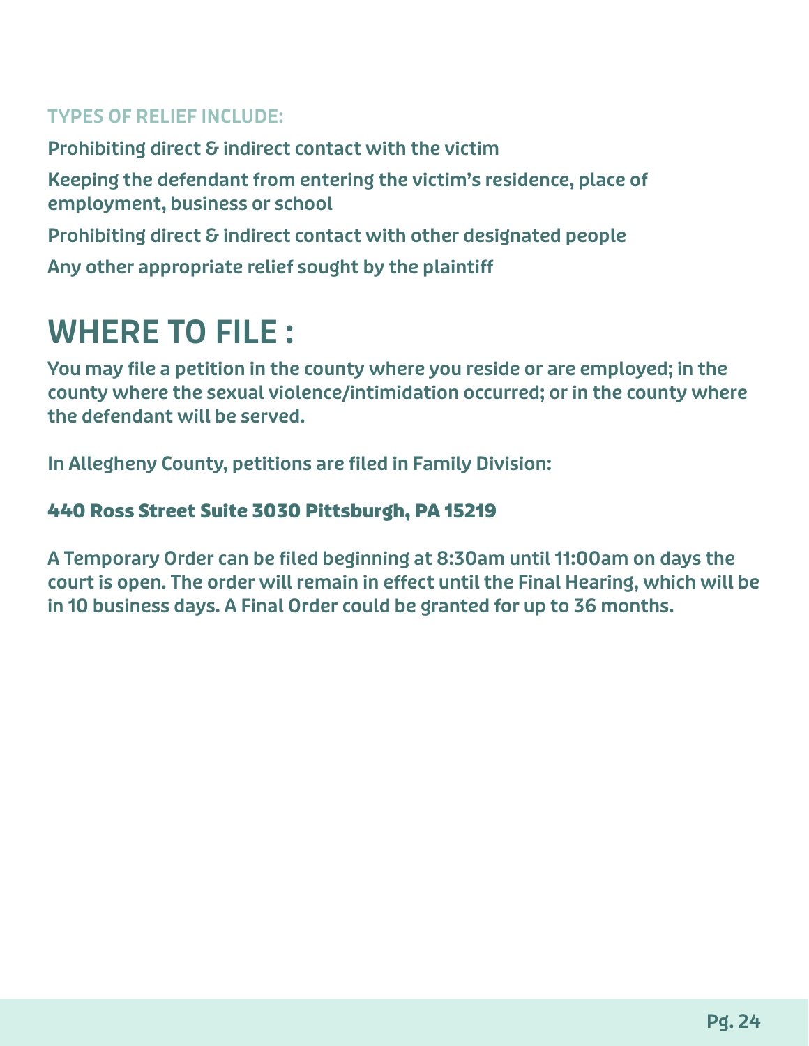### TYPES OF RELIEF INCLUDE:

**Prohibiting direct & indirect contact with the victim**

**Keeping the defendant from entering the victim's residence, place of employment, business or school**

**Prohibiting direct & indirect contact with other designated people**

**Any other appropriate relief sought by the plaintiff**

# WHERE TO FILE :

**You may file a petition in the county where you reside or are employed; in the county where the sexual violence/intimidation occurred; or in the county where the defendant will be served.**

**In Allegheny County, petitions are filed in Family Division:**

**440 Ross Street Suite 3030 Pittsburgh, PA 15219**

**A Temporary Order can be filed beginning at 8:30am until 11:00am on days the court is open. The order will remain in effect until the Final Hearing, which will be in 10 business days. A Final Order could be granted for up to 36 months.**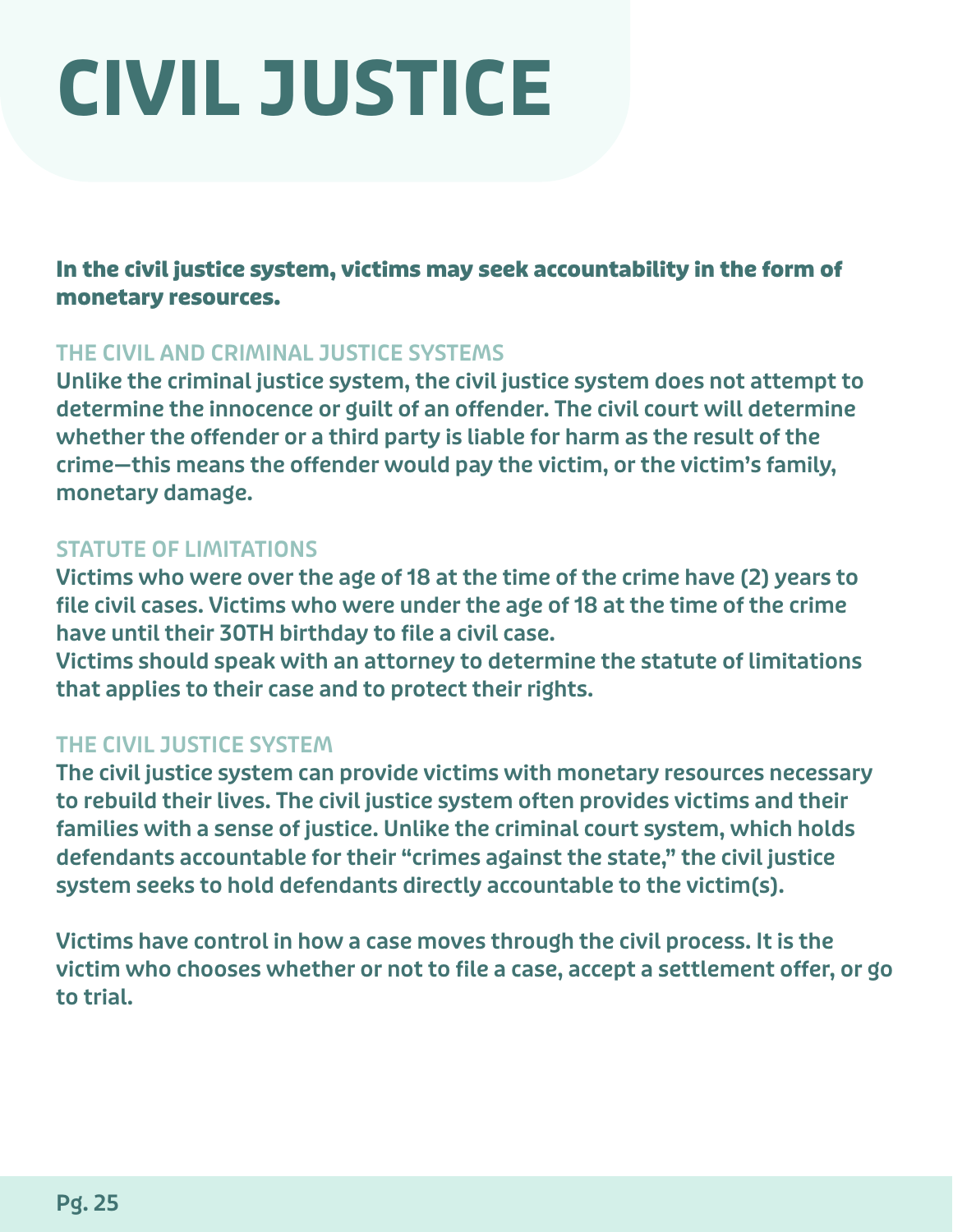# CIVIL JUSTICE

**In the civil justice system, victims may seek accountability in the form of monetary resources.**

## THE CIVIL AND CRIMINAL JUSTICE SYSTEMS

Unlike the criminal justice system, the civil justice system does not attempt to determine the innocence or guilt of an offender. The civil court will determine whether the offender or a third party is liable for harm as the result of the crime—this means the offender would pay the victim, or the victim's family, monetary damage.

## STATUTE OF LIMITATIONS

Victims who were over the age of 18 at the time of the crime have (2) years to file civil cases. Victims who were under the age of 18 at the time of the crime have until their 30TH birthday to file a civil case.

Victims should speak with an attorney to determine the statute of limitations that applies to their case and to protect their rights.

## THE CIVIL JUSTICE SYSTEM

The civil justice system can provide victims with monetary resources necessary to rebuild their lives. The civil justice system often provides victims and their families with a sense of justice. Unlike the criminal court system, which holds defendants accountable for their "crimes against the state," the civil justice system seeks to hold defendants directly accountable to the victim(s).

Victims have control in how a case moves through the civil process. It is the victim who chooses whether or not to file a case, accept a settlement offer, or go to trial.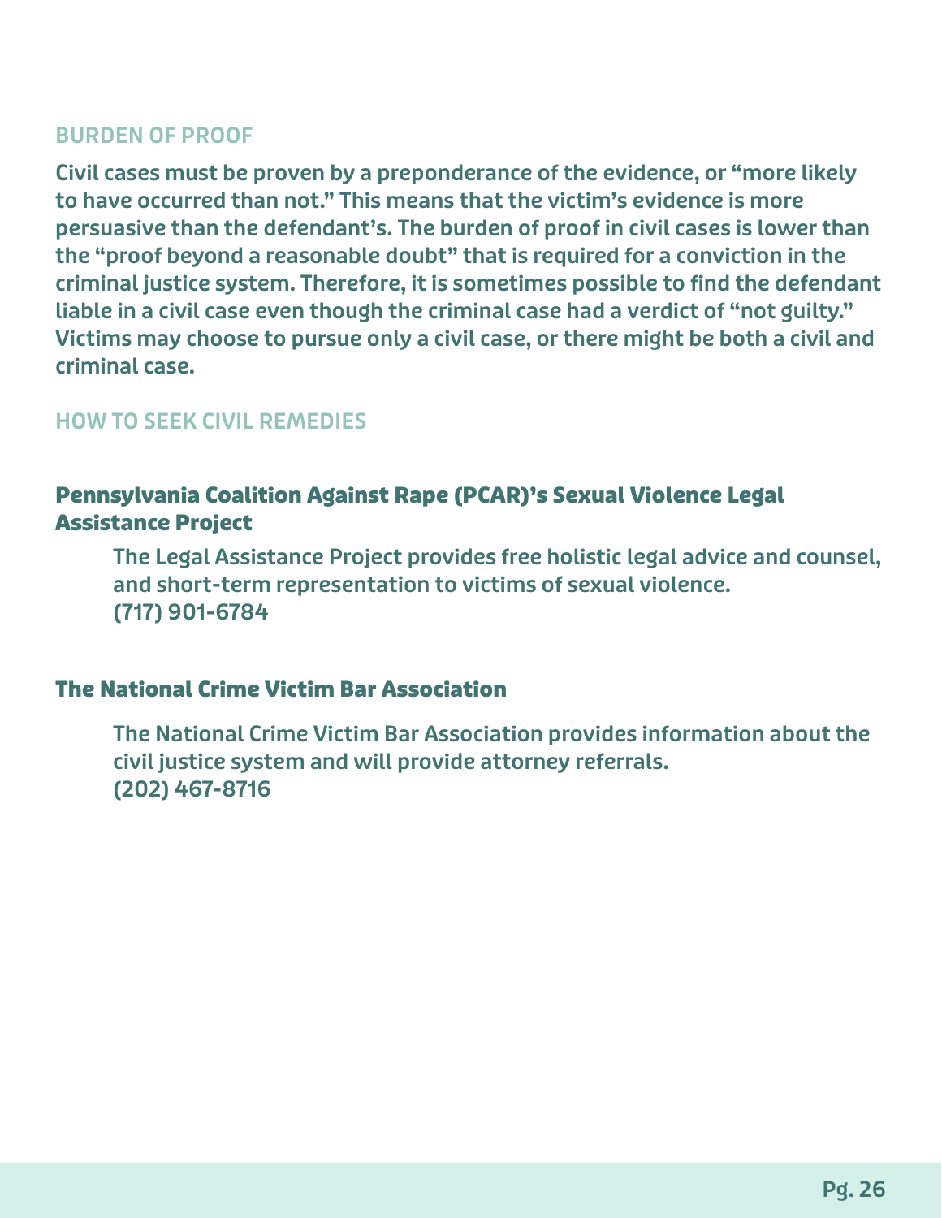## BURDEN OF PROOF

Civil cases must be proven by a preponderance of the evidence, or "more likely to have occurred than not." This means that the victim's evidence is more persuasive than the defendant's. The burden of proof in civil cases is lower than the "proof beyond a reasonable doubt" that is required for a conviction in the criminal justice system. Therefore, it is sometimes possible to find the defendant liable in a civil case even though the criminal case had a verdict of "not guilty." Victims may choose to pursue only a civil case, or there might be both a civil and criminal case.

## HOW TO SEEK CIVIL REMEDIES

### Pennsylvania Coalition Against Rape (PCAR)'s Sexual Violence Legal Assistance Project

The Legal Assistance Project provides free holistic legal advice and counsel, and short-term representation to victims of sexual violence.
(717) 901-6784

### The National Crime Victim Bar Association

The National Crime Victim Bar Association provides information about the civil justice system and will provide attorney referrals.
(202) 467-8716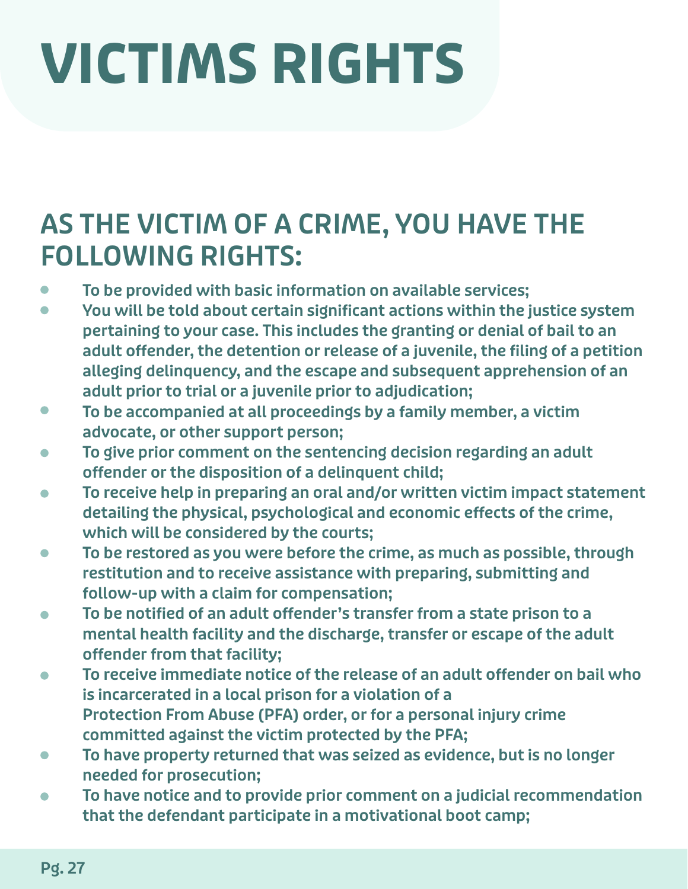# VICTIMS RIGHTS

## AS THE VICTIM OF A CRIME, YOU HAVE THE FOLLOWING RIGHTS:

- **To be provided with basic information on available services;**
- **You will be told about certain significant actions within the justice system pertaining to your case. This includes the granting or denial of bail to an adult offender, the detention or release of a juvenile, the filing of a petition alleging delinquency, and the escape and subsequent apprehension of an adult prior to trial or a juvenile prior to adjudication;**
- **To be accompanied at all proceedings by a family member, a victim advocate, or other support person;**
- **To give prior comment on the sentencing decision regarding an adult offender or the disposition of a delinquent child;**
- **To receive help in preparing an oral and/or written victim impact statement detailing the physical, psychological and economic effects of the crime, which will be considered by the courts;**
- **To be restored as you were before the crime, as much as possible, through restitution and to receive assistance with preparing, submitting and follow-up with a claim for compensation;**
- **To be notified of an adult offender's transfer from a state prison to a mental health facility and the discharge, transfer or escape of the adult offender from that facility;**
- **To receive immediate notice of the release of an adult offender on bail who is incarcerated in a local prison for a violation of a Protection From Abuse (PFA) order, or for a personal injury crime committed against the victim protected by the PFA;**
- **To have property returned that was seized as evidence, but is no longer needed for prosecution;**
- **To have notice and to provide prior comment on a judicial recommendation that the defendant participate in a motivational boot camp;**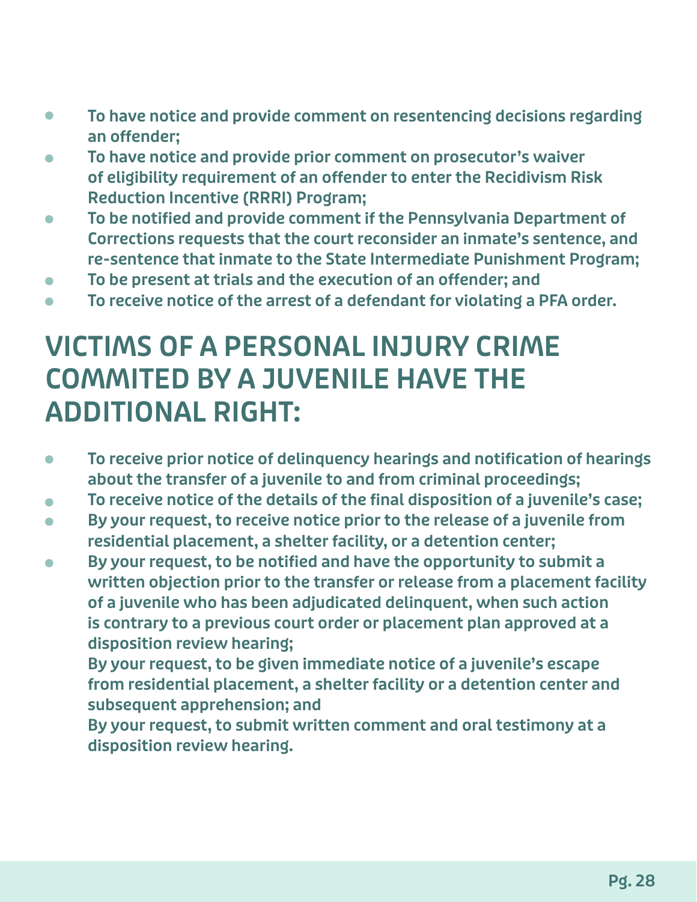- To have notice and provide comment on resentencing decisions regarding an offender;
- To have notice and provide prior comment on prosecutor's waiver of eligibility requirement of an offender to enter the Recidivism Risk Reduction Incentive (RRRI) Program;
- To be notified and provide comment if the Pennsylvania Department of Corrections requests that the court reconsider an inmate's sentence, and re-sentence that inmate to the State Intermediate Punishment Program;
- To be present at trials and the execution of an offender; and
- To receive notice of the arrest of a defendant for violating a PFA order.

## VICTIMS OF A PERSONAL INJURY CRIME COMMITED BY A JUVENILE HAVE THE ADDITIONAL RIGHT:

- To receive prior notice of delinquency hearings and notification of hearings about the transfer of a juvenile to and from criminal proceedings;
- To receive notice of the details of the final disposition of a juvenile's case;
- By your request, to receive notice prior to the release of a juvenile from residential placement, a shelter facility, or a detention center;
- By your request, to be notified and have the opportunity to submit a written objection prior to the transfer or release from a placement facility of a juvenile who has been adjudicated delinquent, when such action is contrary to a previous court order or placement plan approved at a disposition review hearing;

  By your request, to be given immediate notice of a juvenile's escape from residential placement, a shelter facility or a detention center and subsequent apprehension; and

  By your request, to submit written comment and oral testimony at a disposition review hearing.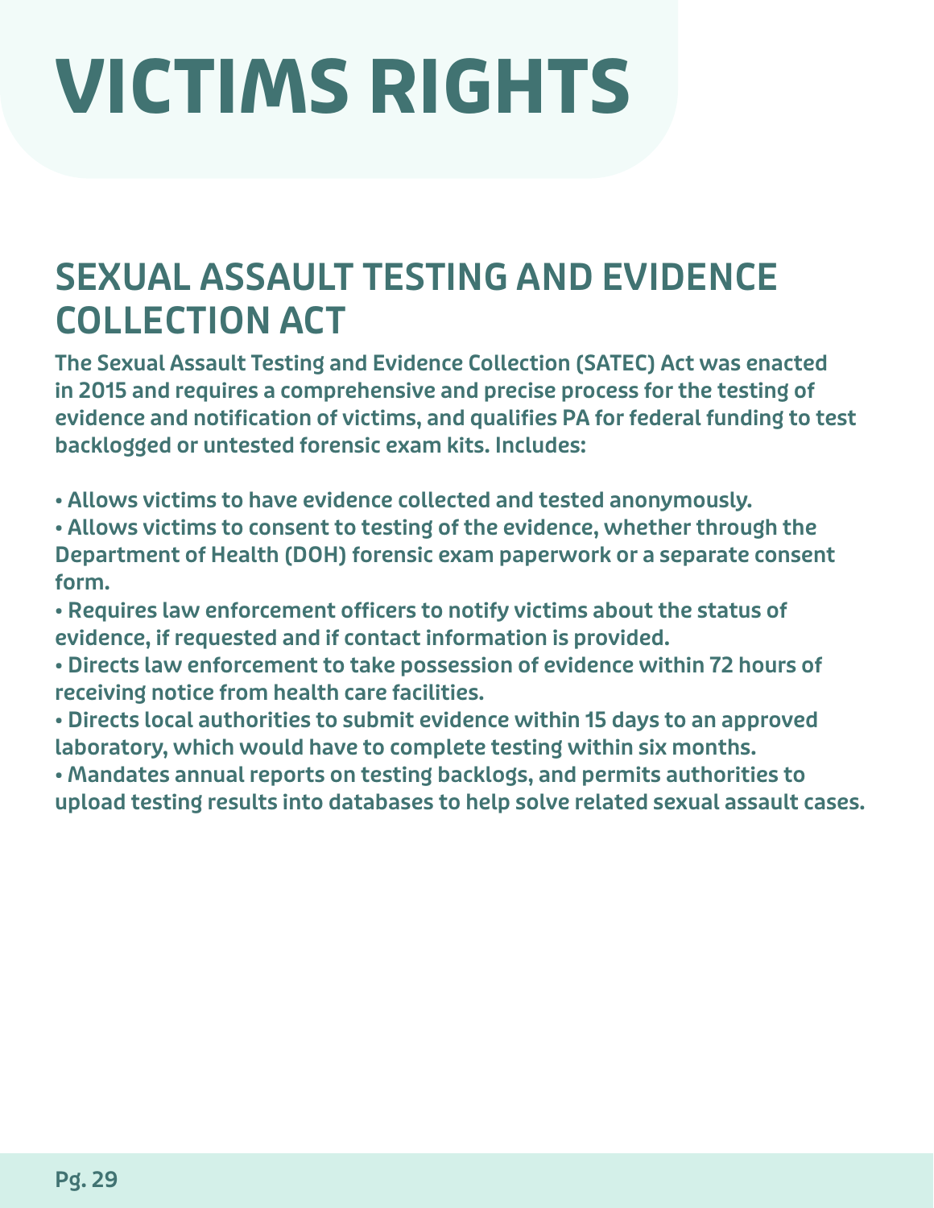# VICTIMS RIGHTS

## SEXUAL ASSAULT TESTING AND EVIDENCE COLLECTION ACT

**The Sexual Assault Testing and Evidence Collection (SATEC) Act was enacted in 2015 and requires a comprehensive and precise process for the testing of evidence and notification of victims, and qualifies PA for federal funding to test backlogged or untested forensic exam kits. Includes:**

- **Allows victims to have evidence collected and tested anonymously.**
- **Allows victims to consent to testing of the evidence, whether through the Department of Health (DOH) forensic exam paperwork or a separate consent form.**
- **Requires law enforcement officers to notify victims about the status of evidence, if requested and if contact information is provided.**
- **Directs law enforcement to take possession of evidence within 72 hours of receiving notice from health care facilities.**
- **Directs local authorities to submit evidence within 15 days to an approved laboratory, which would have to complete testing within six months.**
- **Mandates annual reports on testing backlogs, and permits authorities to upload testing results into databases to help solve related sexual assault cases.**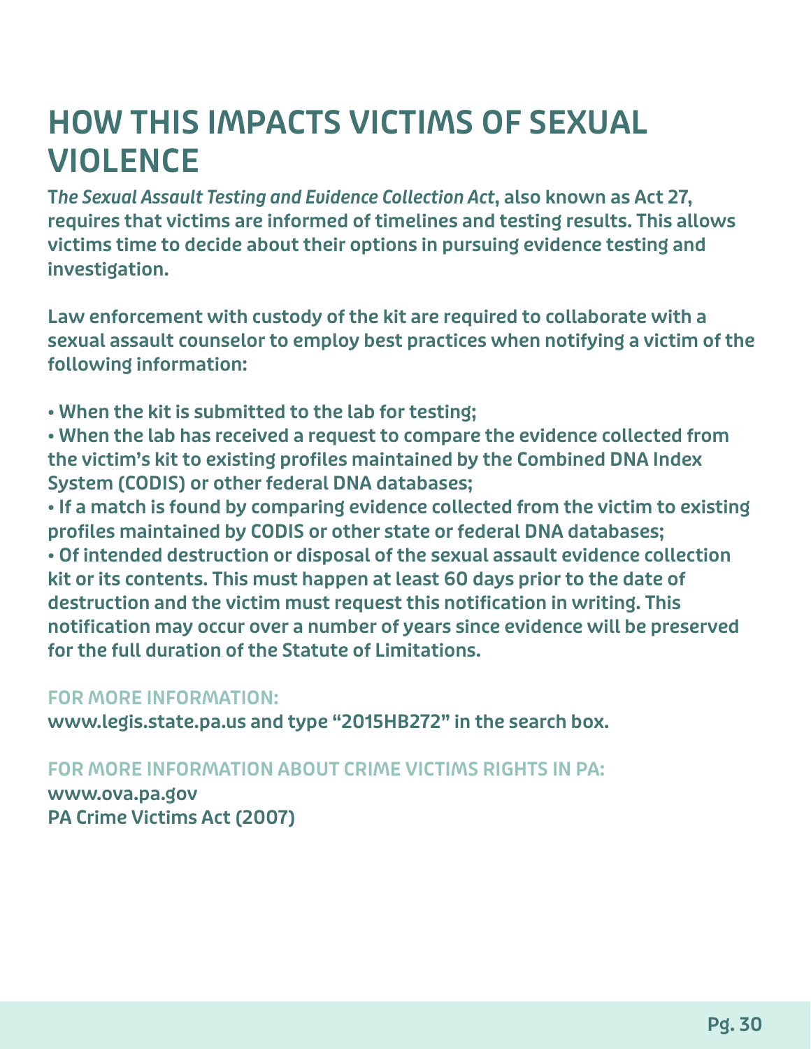# HOW THIS IMPACTS VICTIMS OF SEXUAL VIOLENCE

**The *Sexual Assault Testing and Evidence Collection Act*, also known as Act 27, requires that victims are informed of timelines and testing results. This allows victims time to decide about their options in pursuing evidence testing and investigation.**

**Law enforcement with custody of the kit are required to collaborate with a sexual assault counselor to employ best practices when notifying a victim of the following information:**

- **When the kit is submitted to the lab for testing;**
- **When the lab has received a request to compare the evidence collected from the victim's kit to existing profiles maintained by the Combined DNA Index System (CODIS) or other federal DNA databases;**
- **If a match is found by comparing evidence collected from the victim to existing profiles maintained by CODIS or other state or federal DNA databases;**
- **Of intended destruction or disposal of the sexual assault evidence collection kit or its contents. This must happen at least 60 days prior to the date of destruction and the victim must request this notification in writing. This notification may occur over a number of years since evidence will be preserved for the full duration of the Statute of Limitations.**

FOR MORE INFORMATION:

**www.legis.state.pa.us and type "2015HB272" in the search box.**

FOR MORE INFORMATION ABOUT CRIME VICTIMS RIGHTS IN PA:

**www.ova.pa.gov**
**PA Crime Victims Act (2007)**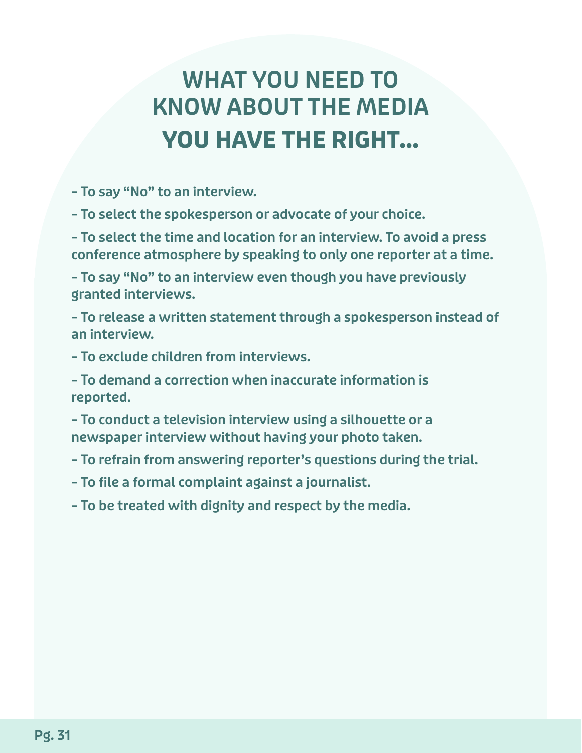# WHAT YOU NEED TO KNOW ABOUT THE MEDIA

## YOU HAVE THE RIGHT...

- To say "No" to an interview.
- To select the spokesperson or advocate of your choice.
- To select the time and location for an interview. To avoid a press conference atmosphere by speaking to only one reporter at a time.
- To say "No" to an interview even though you have previously granted interviews.
- To release a written statement through a spokesperson instead of an interview.
- To exclude children from interviews.
- To demand a correction when inaccurate information is reported.
- To conduct a television interview using a silhouette or a newspaper interview without having your photo taken.
- To refrain from answering reporter's questions during the trial.
- To file a formal complaint against a journalist.
- To be treated with dignity and respect by the media.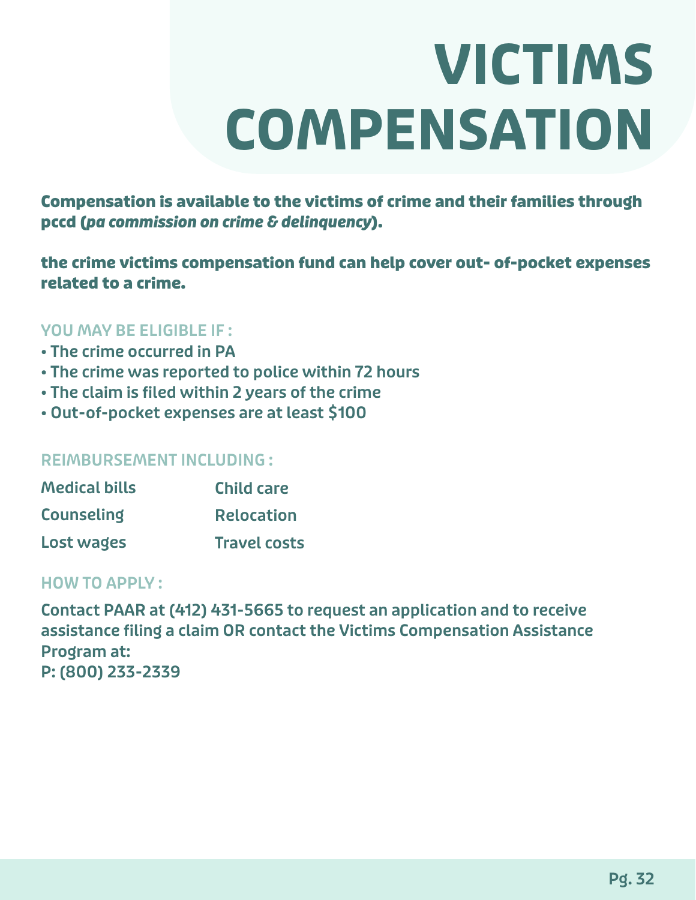# VICTIMS COMPENSATION

**Compensation is available to the victims of crime and their families through pccd (*pa commission on crime & delinquency*).**

**the crime victims compensation fund can help cover out- of-pocket expenses related to a crime.**

### YOU MAY BE ELIGIBLE IF :

- The crime occurred in PA
- The crime was reported to police within 72 hours
- The claim is filed within 2 years of the crime
- Out-of-pocket expenses are at least $100

### REIMBURSEMENT INCLUDING :

| | |
|---|---|
| Medical bills | Child care |
| Counseling | Relocation |
| Lost wages | Travel costs |

### HOW TO APPLY :

Contact PAAR at (412) 431-5665 to request an application and to receive assistance filing a claim OR contact the Victims Compensation Assistance Program at:
P: (800) 233-2339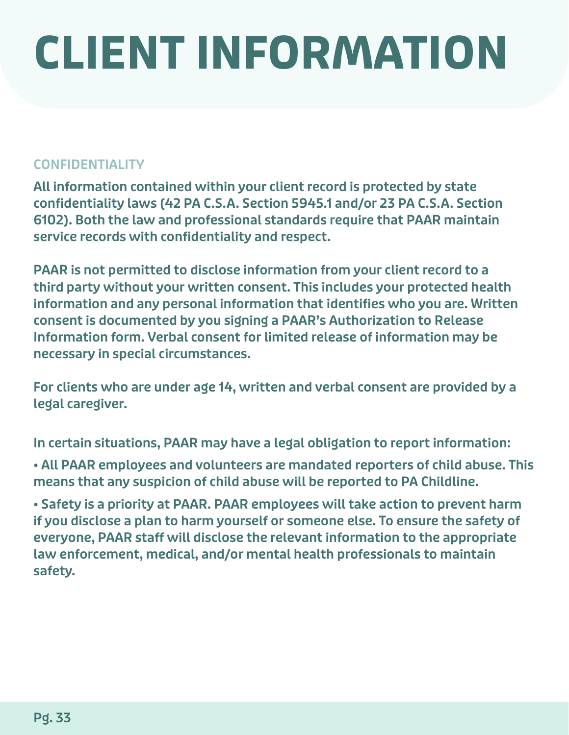# CLIENT INFORMATION

## CONFIDENTIALITY

**All information contained within your client record is protected by state confidentiality laws (42 PA C.S.A. Section 5945.1 and/or 23 PA C.S.A. Section 6102). Both the law and professional standards require that PAAR maintain service records with confidentiality and respect.**

**PAAR is not permitted to disclose information from your client record to a third party without your written consent. This includes your protected health information and any personal information that identifies who you are. Written consent is documented by you signing a PAAR's Authorization to Release Information form. Verbal consent for limited release of information may be necessary in special circumstances.**

**For clients who are under age 14, written and verbal consent are provided by a legal caregiver.**

**In certain situations, PAAR may have a legal obligation to report information:**

- **All PAAR employees and volunteers are mandated reporters of child abuse. This means that any suspicion of child abuse will be reported to PA Childline.**
- **Safety is a priority at PAAR. PAAR employees will take action to prevent harm if you disclose a plan to harm yourself or someone else. To ensure the safety of everyone, PAAR staff will disclose the relevant information to the appropriate law enforcement, medical, and/or mental health professionals to maintain safety.**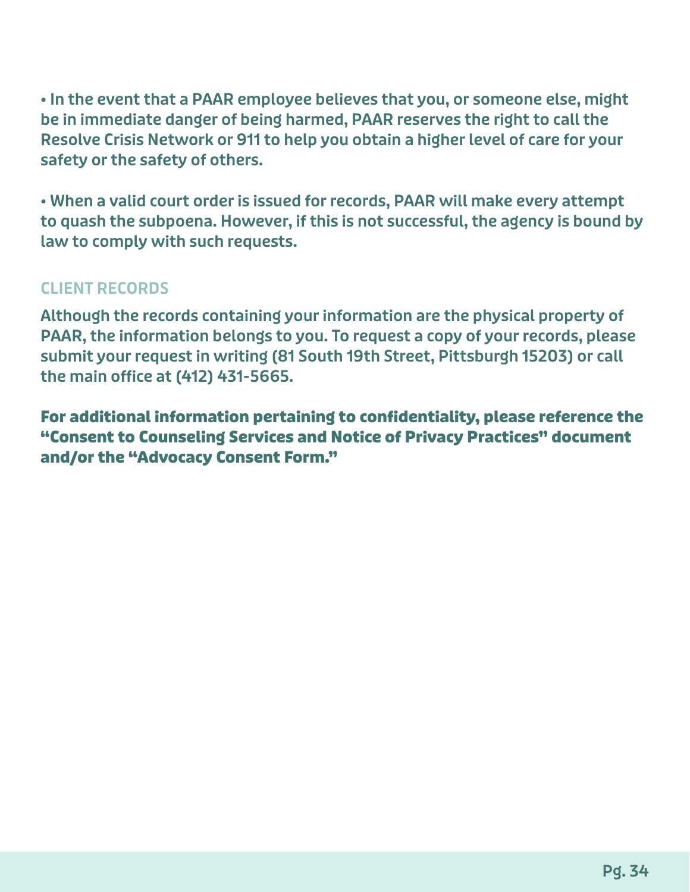- In the event that a PAAR employee believes that you, or someone else, might be in immediate danger of being harmed, PAAR reserves the right to call the Resolve Crisis Network or 911 to help you obtain a higher level of care for your safety or the safety of others.

- When a valid court order is issued for records, PAAR will make every attempt to quash the subpoena. However, if this is not successful, the agency is bound by law to comply with such requests.

## CLIENT RECORDS

Although the records containing your information are the physical property of PAAR, the information belongs to you. To request a copy of your records, please submit your request in writing (81 South 19th Street, Pittsburgh 15203) or call the main office at (412) 431-5665.

**For additional information pertaining to confidentiality, please reference the "Consent to Counseling Services and Notice of Privacy Practices" document and/or the "Advocacy Consent Form."**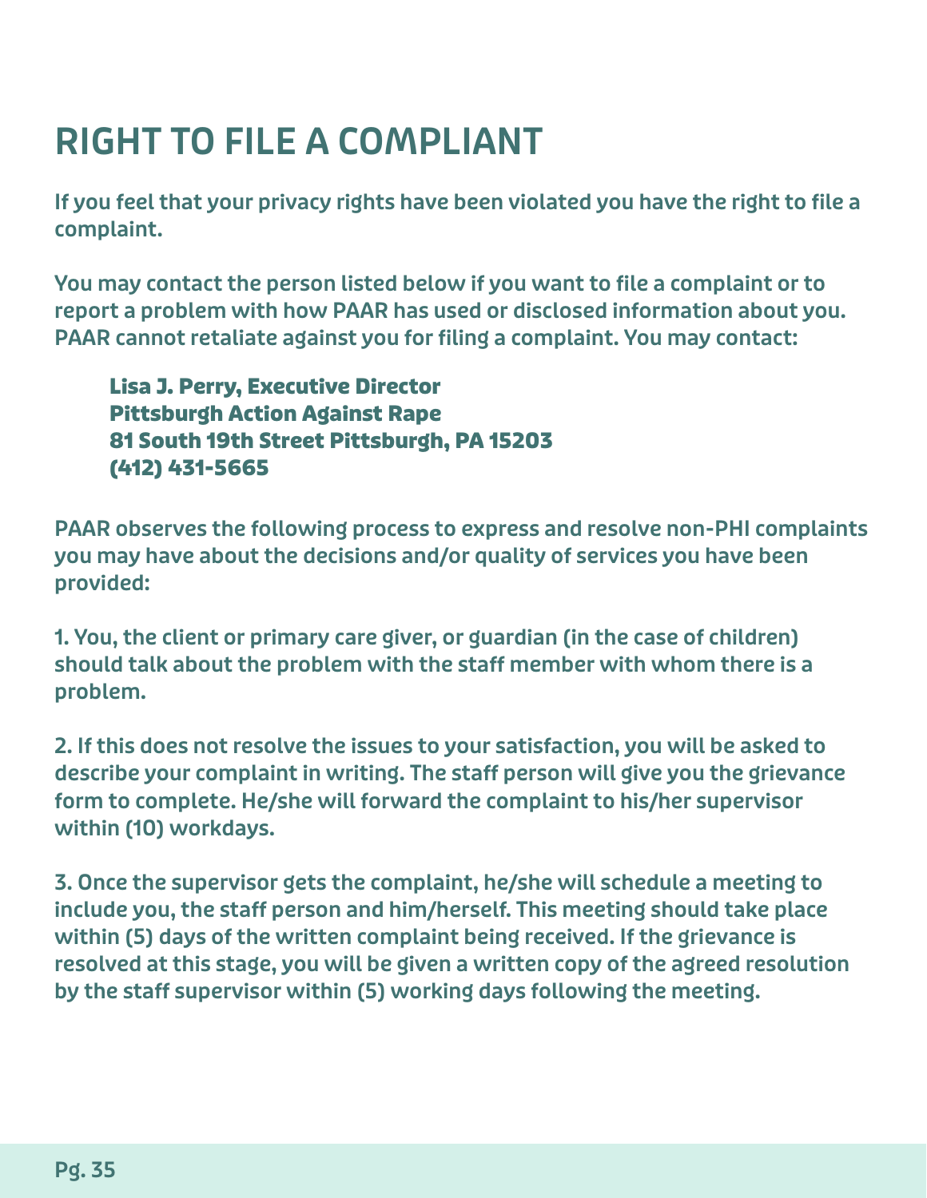# RIGHT TO FILE A COMPLIANT

If you feel that your privacy rights have been violated you have the right to file a complaint.

You may contact the person listed below if you want to file a complaint or to report a problem with how PAAR has used or disclosed information about you. PAAR cannot retaliate against you for filing a complaint. You may contact:

> **Lisa J. Perry, Executive Director**
> **Pittsburgh Action Against Rape**
> **81 South 19th Street Pittsburgh, PA 15203**
> **(412) 431-5665**

PAAR observes the following process to express and resolve non-PHI complaints you may have about the decisions and/or quality of services you have been provided:

1. You, the client or primary care giver, or guardian (in the case of children) should talk about the problem with the staff member with whom there is a problem.

2. If this does not resolve the issues to your satisfaction, you will be asked to describe your complaint in writing. The staff person will give you the grievance form to complete. He/she will forward the complaint to his/her supervisor within (10) workdays.

3. Once the supervisor gets the complaint, he/she will schedule a meeting to include you, the staff person and him/herself. This meeting should take place within (5) days of the written complaint being received. If the grievance is resolved at this stage, you will be given a written copy of the agreed resolution by the staff supervisor within (5) working days following the meeting.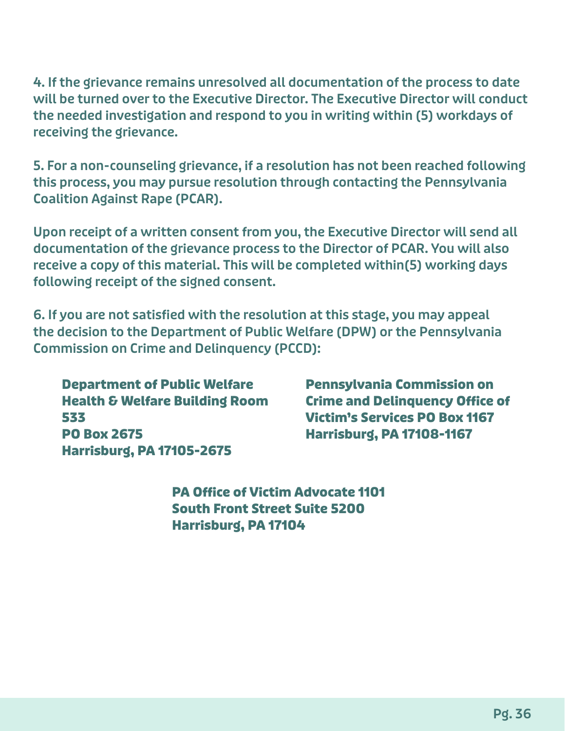4. If the grievance remains unresolved all documentation of the process to date will be turned over to the Executive Director. The Executive Director will conduct the needed investigation and respond to you in writing within (5) workdays of receiving the grievance.

5. For a non-counseling grievance, if a resolution has not been reached following this process, you may pursue resolution through contacting the Pennsylvania Coalition Against Rape (PCAR).

Upon receipt of a written consent from you, the Executive Director will send all documentation of the grievance process to the Director of PCAR. You will also receive a copy of this material. This will be completed within(5) working days following receipt of the signed consent.

6. If you are not satisfied with the resolution at this stage, you may appeal the decision to the Department of Public Welfare (DPW) or the Pennsylvania Commission on Crime and Delinquency (PCCD):

**Department of Public Welfare**
**Health & Welfare Building Room 533**
**PO Box 2675**
**Harrisburg, PA 17105-2675**

**Pennsylvania Commission on Crime and Delinquency Office of Victim's Services PO Box 1167**
**Harrisburg, PA 17108-1167**

**PA Office of Victim Advocate 1101 South Front Street Suite 5200**
**Harrisburg, PA 17104**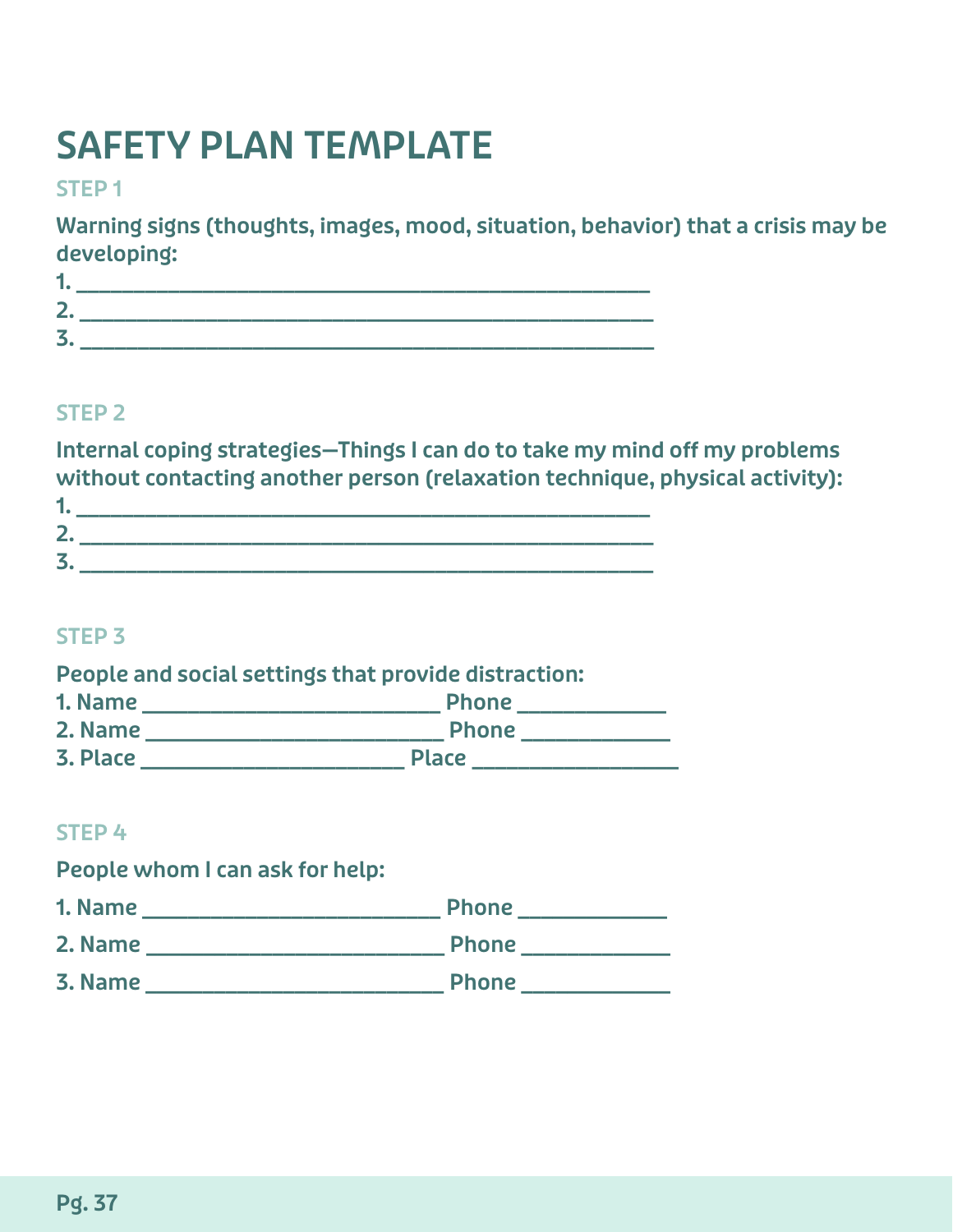# SAFETY PLAN TEMPLATE

## STEP 1

**Warning signs (thoughts, images, mood, situation, behavior) that a crisis may be developing:**

1. ___________________________________________________
2. ___________________________________________________
3. ___________________________________________________

## STEP 2

**Internal coping strategies—Things I can do to take my mind off my problems without contacting another person (relaxation technique, physical activity):**

1. ___________________________________________________
2. ___________________________________________________
3. ___________________________________________________

## STEP 3

**People and social settings that provide distraction:**

1. Name ___________________________ Phone _____________
2. Name ___________________________ Phone _____________
3. Place ________________________ Place __________________

## STEP 4

**People whom I can ask for help:**

1. Name ___________________________ Phone _____________
2. Name ___________________________ Phone _____________
3. Name ___________________________ Phone _____________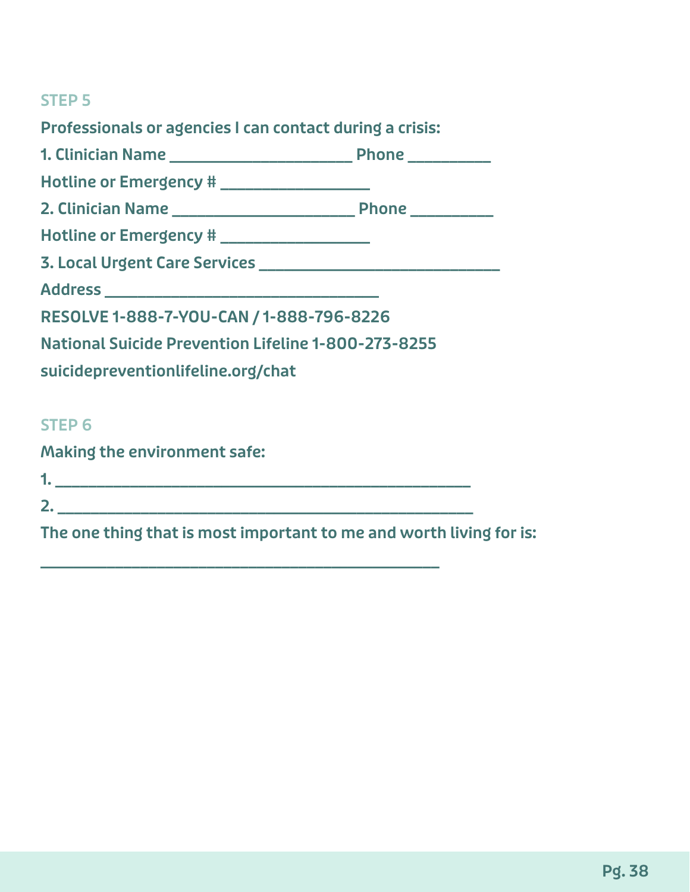## STEP 5

Professionals or agencies I can contact during a crisis:

1. Clinician Name ______________________ Phone __________

Hotline or Emergency # __________________

2. Clinician Name ______________________ Phone __________

Hotline or Emergency # __________________

3. Local Urgent Care Services ______________________________

Address __________________________________

RESOLVE 1-888-7-YOU-CAN / 1-888-796-8226

National Suicide Prevention Lifeline 1-800-273-8255

suicidepreventionlifeline.org/chat

## STEP 6

Making the environment safe:

1. __________________________________________________

2. __________________________________________________

The one thing that is most important to me and worth living for is:

_________________________________________________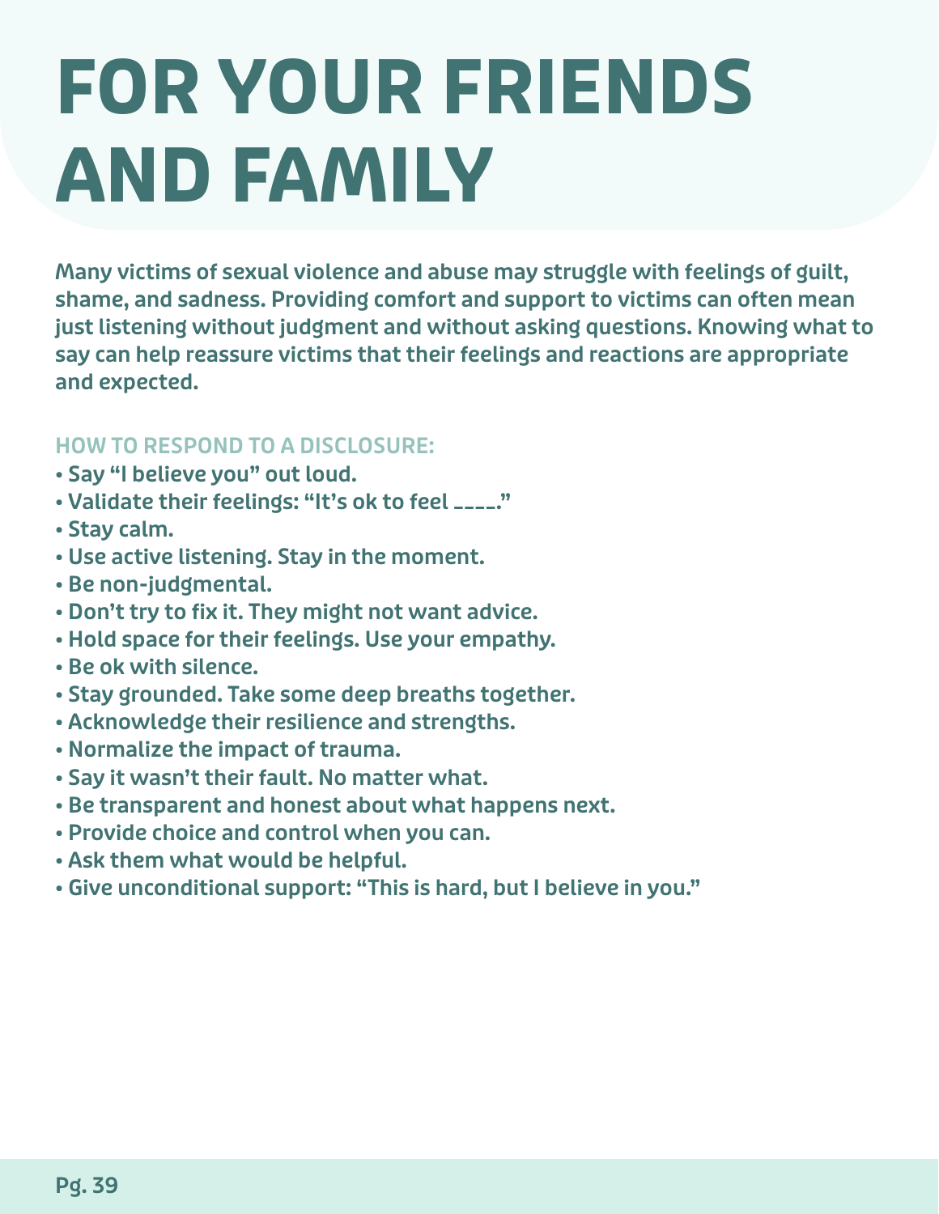# FOR YOUR FRIENDS AND FAMILY

**Many victims of sexual violence and abuse may struggle with feelings of guilt, shame, and sadness. Providing comfort and support to victims can often mean just listening without judgment and without asking questions. Knowing what to say can help reassure victims that their feelings and reactions are appropriate and expected.**

### HOW TO RESPOND TO A DISCLOSURE:

- **Say "I believe you" out loud.**
- **Validate their feelings: "It's ok to feel ____."**
- **Stay calm.**
- **Use active listening. Stay in the moment.**
- **Be non-judgmental.**
- **Don't try to fix it. They might not want advice.**
- **Hold space for their feelings. Use your empathy.**
- **Be ok with silence.**
- **Stay grounded. Take some deep breaths together.**
- **Acknowledge their resilience and strengths.**
- **Normalize the impact of trauma.**
- **Say it wasn't their fault. No matter what.**
- **Be transparent and honest about what happens next.**
- **Provide choice and control when you can.**
- **Ask them what would be helpful.**
- **Give unconditional support: "This is hard, but I believe in you."**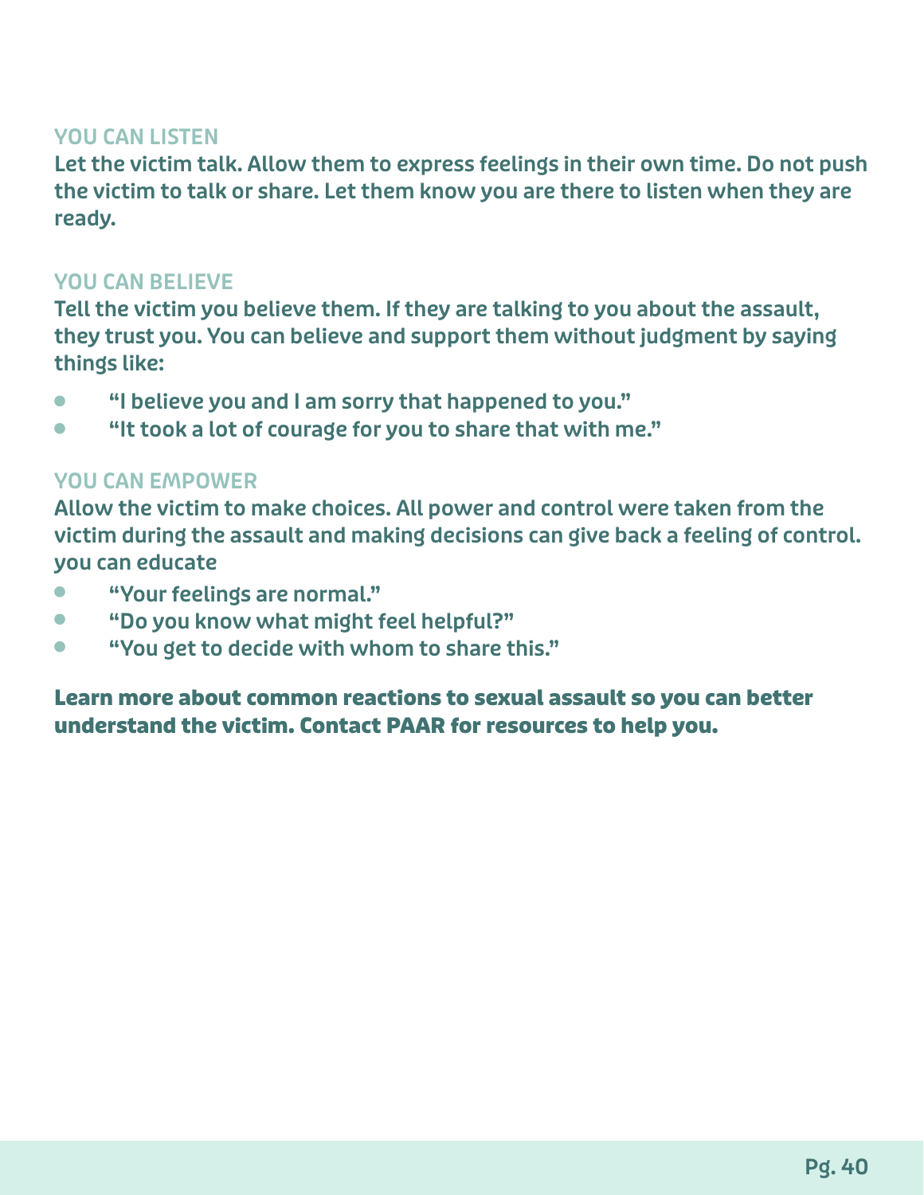### YOU CAN LISTEN

Let the victim talk. Allow them to express feelings in their own time. Do not push the victim to talk or share. Let them know you are there to listen when they are ready.

### YOU CAN BELIEVE

Tell the victim you believe them. If they are talking to you about the assault, they trust you. You can believe and support them without judgment by saying things like:

- "I believe you and I am sorry that happened to you."
- "It took a lot of courage for you to share that with me."

### YOU CAN EMPOWER

Allow the victim to make choices. All power and control were taken from the victim during the assault and making decisions can give back a feeling of control. you can educate

- "Your feelings are normal."
- "Do you know what might feel helpful?"
- "You get to decide with whom to share this."

**Learn more about common reactions to sexual assault so you can better understand the victim. Contact PAAR for resources to help you.**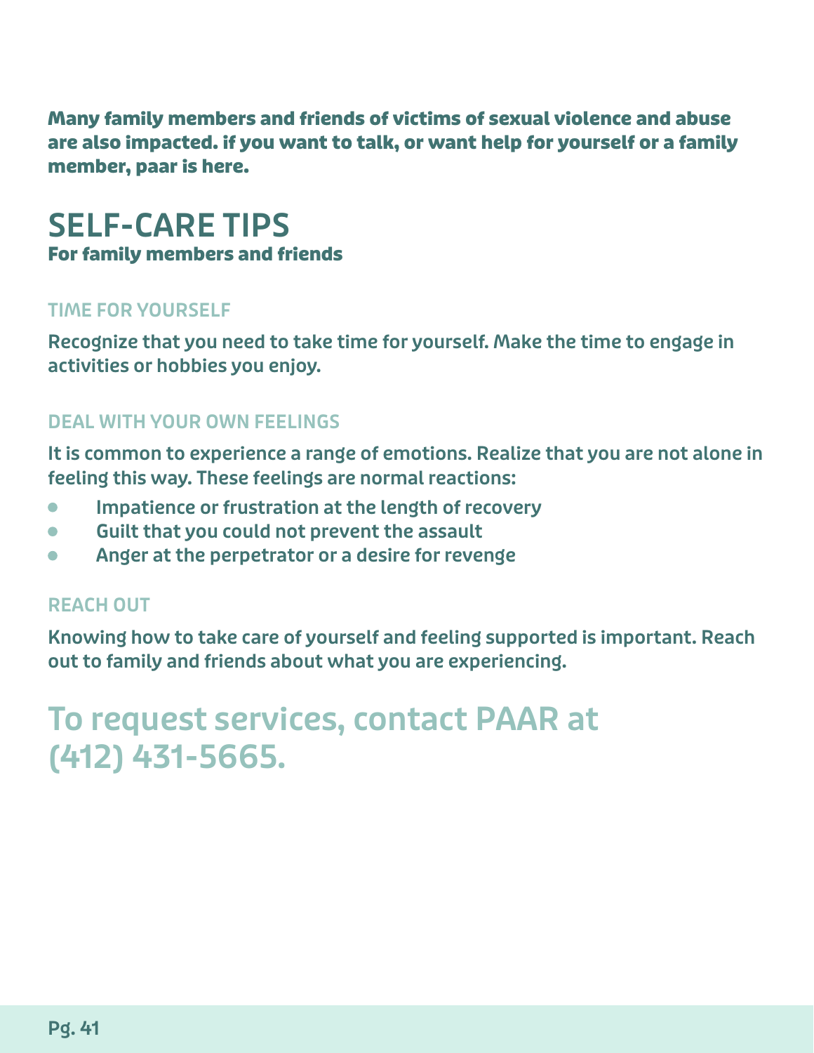**Many family members and friends of victims of sexual violence and abuse are also impacted. if you want to talk, or want help for yourself or a family member, paar is here.**

# SELF-CARE TIPS

**For family members and friends**

### TIME FOR YOURSELF

Recognize that you need to take time for yourself. Make the time to engage in activities or hobbies you enjoy.

### DEAL WITH YOUR OWN FEELINGS

It is common to experience a range of emotions. Realize that you are not alone in feeling this way. These feelings are normal reactions:

- Impatience or frustration at the length of recovery
- Guilt that you could not prevent the assault
- Anger at the perpetrator or a desire for revenge

### REACH OUT

Knowing how to take care of yourself and feeling supported is important. Reach out to family and friends about what you are experiencing.

## To request services, contact PAAR at (412) 431-5665.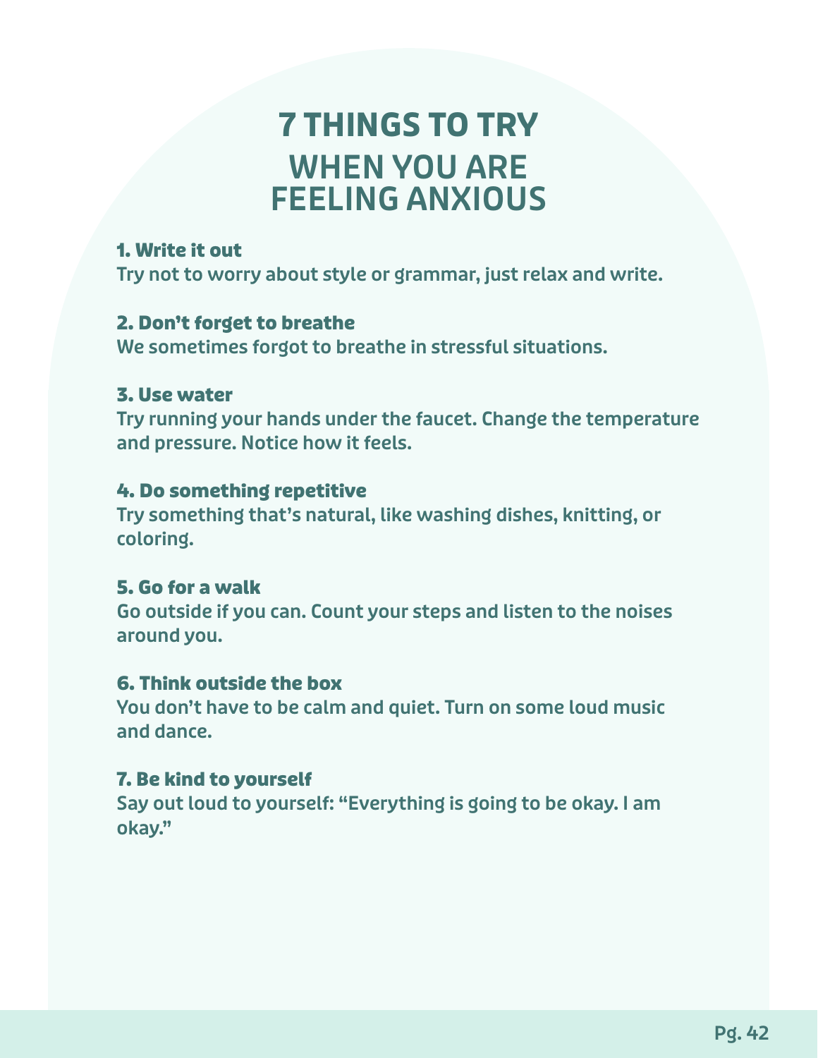# 7 THINGS TO TRY WHEN YOU ARE FEELING ANXIOUS

**1. Write it out**
Try not to worry about style or grammar, just relax and write.

**2. Don't forget to breathe**
We sometimes forgot to breathe in stressful situations.

**3. Use water**
Try running your hands under the faucet. Change the temperature and pressure. Notice how it feels.

**4. Do something repetitive**
Try something that's natural, like washing dishes, knitting, or coloring.

**5. Go for a walk**
Go outside if you can. Count your steps and listen to the noises around you.

**6. Think outside the box**
You don't have to be calm and quiet. Turn on some loud music and dance.

**7. Be kind to yourself**
Say out loud to yourself: "Everything is going to be okay. I am okay."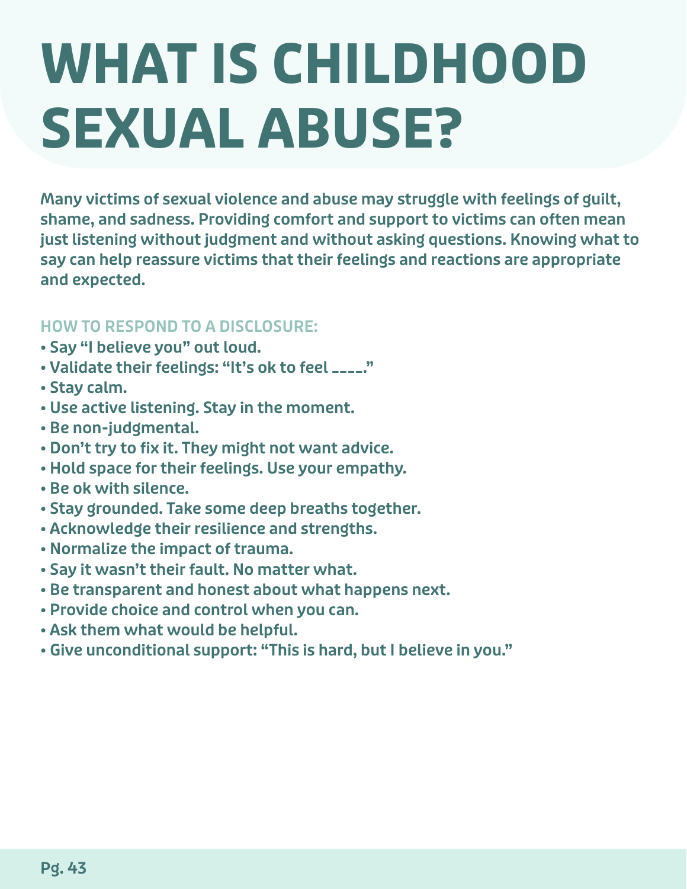# WHAT IS CHILDHOOD SEXUAL ABUSE?

**Many victims of sexual violence and abuse may struggle with feelings of guilt, shame, and sadness. Providing comfort and support to victims can often mean just listening without judgment and without asking questions. Knowing what to say can help reassure victims that their feelings and reactions are appropriate and expected.**

## HOW TO RESPOND TO A DISCLOSURE:

- **Say "I believe you" out loud.**
- **Validate their feelings: "It's ok to feel ____."**
- **Stay calm.**
- **Use active listening. Stay in the moment.**
- **Be non-judgmental.**
- **Don't try to fix it. They might not want advice.**
- **Hold space for their feelings. Use your empathy.**
- **Be ok with silence.**
- **Stay grounded. Take some deep breaths together.**
- **Acknowledge their resilience and strengths.**
- **Normalize the impact of trauma.**
- **Say it wasn't their fault. No matter what.**
- **Be transparent and honest about what happens next.**
- **Provide choice and control when you can.**
- **Ask them what would be helpful.**
- **Give unconditional support: "This is hard, but I believe in you."**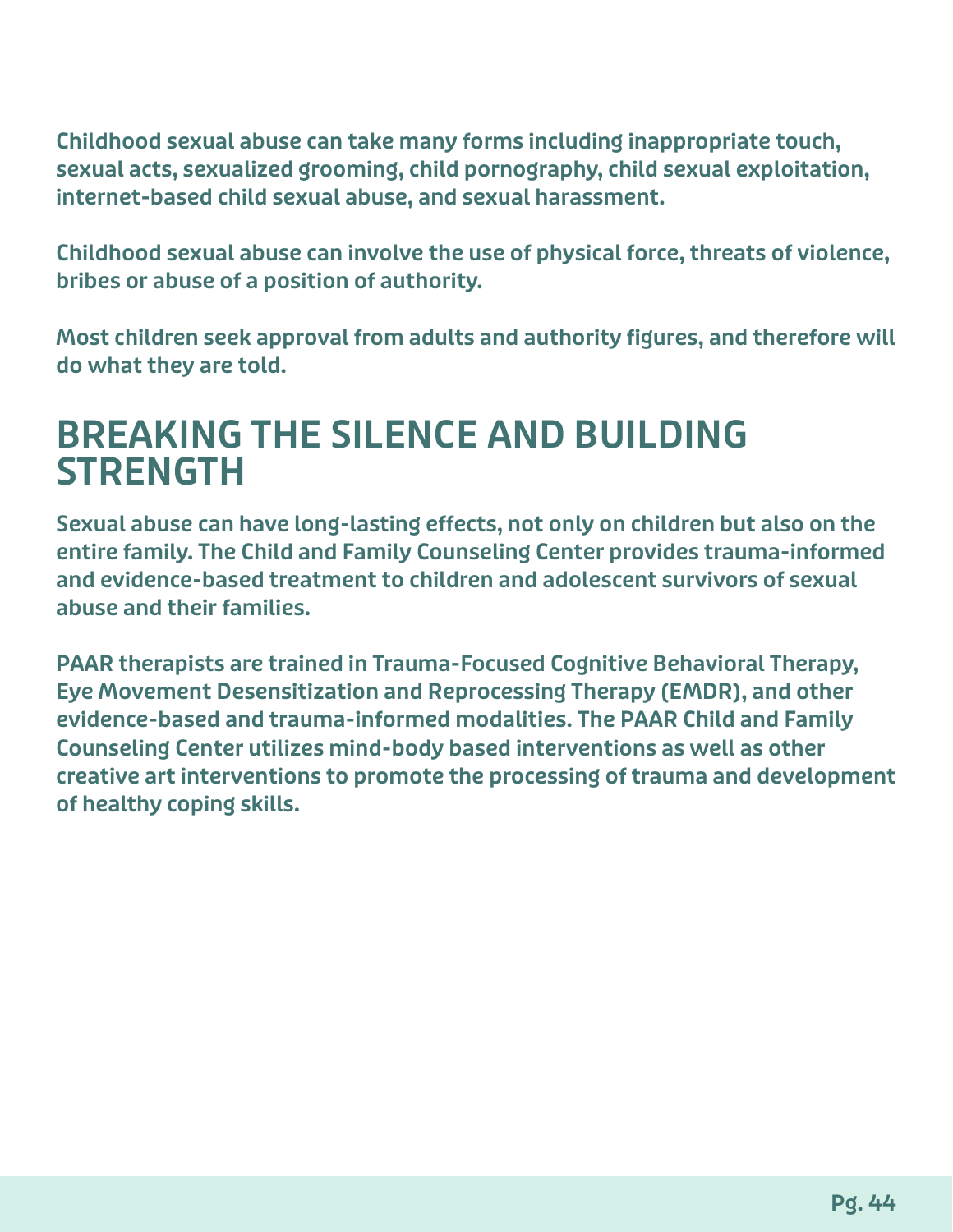Childhood sexual abuse can take many forms including inappropriate touch, sexual acts, sexualized grooming, child pornography, child sexual exploitation, internet-based child sexual abuse, and sexual harassment.

Childhood sexual abuse can involve the use of physical force, threats of violence, bribes or abuse of a position of authority.

Most children seek approval from adults and authority figures, and therefore will do what they are told.

## BREAKING THE SILENCE AND BUILDING STRENGTH

Sexual abuse can have long-lasting effects, not only on children but also on the entire family. The Child and Family Counseling Center provides trauma-informed and evidence-based treatment to children and adolescent survivors of sexual abuse and their families.

PAAR therapists are trained in Trauma-Focused Cognitive Behavioral Therapy, Eye Movement Desensitization and Reprocessing Therapy (EMDR), and other evidence-based and trauma-informed modalities. The PAAR Child and Family Counseling Center utilizes mind-body based interventions as well as other creative art interventions to promote the processing of trauma and development of healthy coping skills.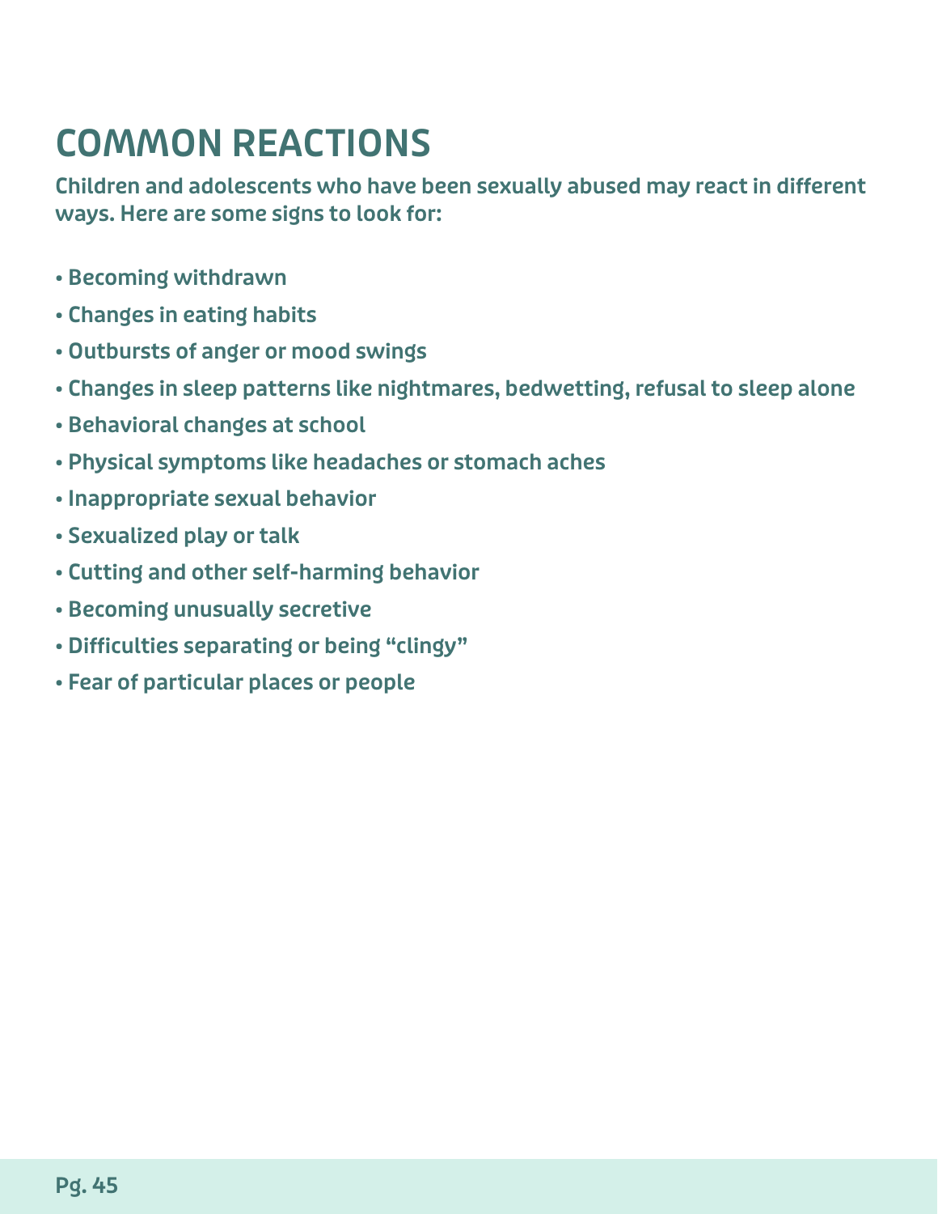# COMMON REACTIONS

**Children and adolescents who have been sexually abused may react in different ways. Here are some signs to look for:**

- Becoming withdrawn
- Changes in eating habits
- Outbursts of anger or mood swings
- Changes in sleep patterns like nightmares, bedwetting, refusal to sleep alone
- Behavioral changes at school
- Physical symptoms like headaches or stomach aches
- Inappropriate sexual behavior
- Sexualized play or talk
- Cutting and other self-harming behavior
- Becoming unusually secretive
- Difficulties separating or being "clingy"
- Fear of particular places or people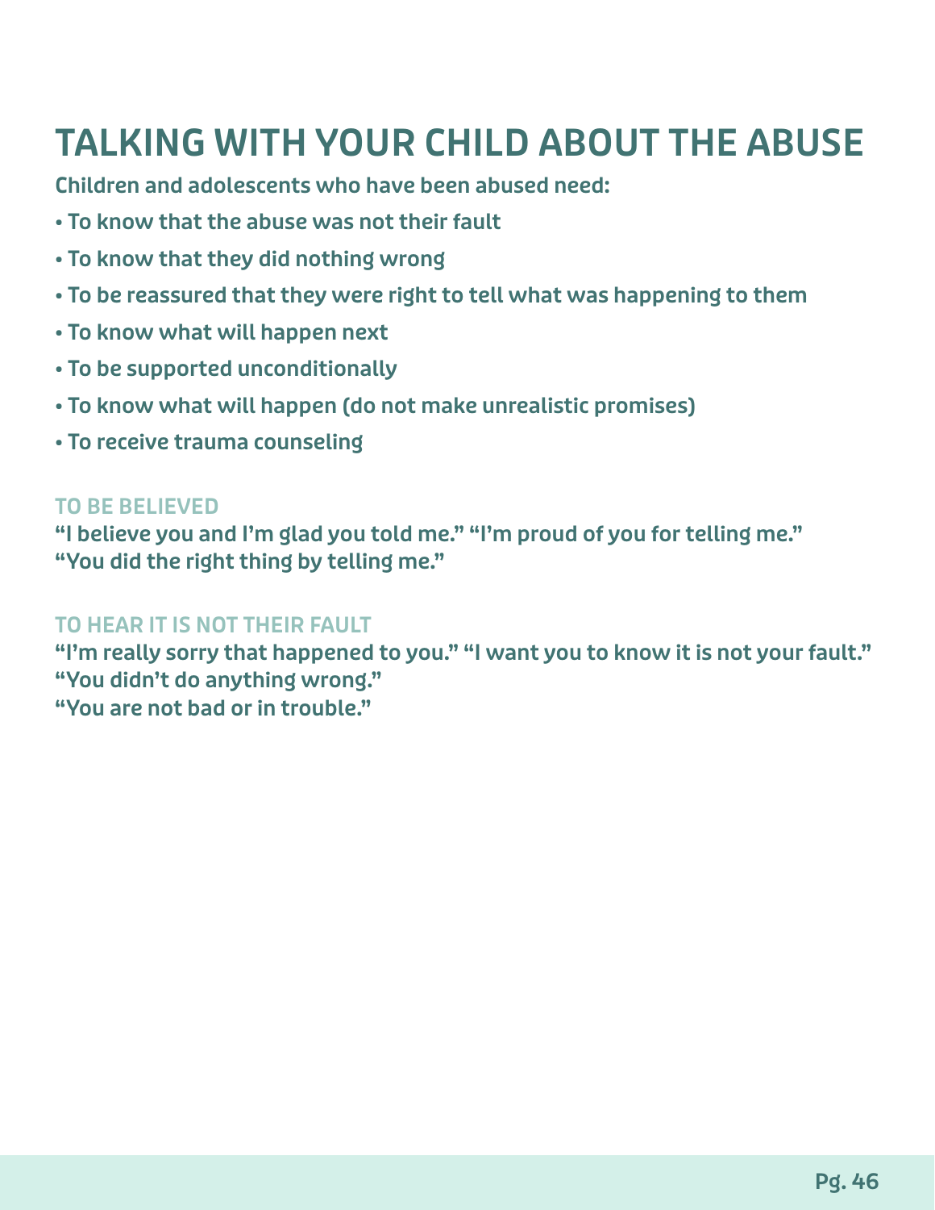# TALKING WITH YOUR CHILD ABOUT THE ABUSE

**Children and adolescents who have been abused need:**

- **To know that the abuse was not their fault**
- **To know that they did nothing wrong**
- **To be reassured that they were right to tell what was happening to them**
- **To know what will happen next**
- **To be supported unconditionally**
- **To know what will happen (do not make unrealistic promises)**
- **To receive trauma counseling**

### TO BE BELIEVED

**"I believe you and I'm glad you told me." "I'm proud of you for telling me." "You did the right thing by telling me."**

### TO HEAR IT IS NOT THEIR FAULT

**"I'm really sorry that happened to you." "I want you to know it is not your fault." "You didn't do anything wrong."**
**"You are not bad or in trouble."**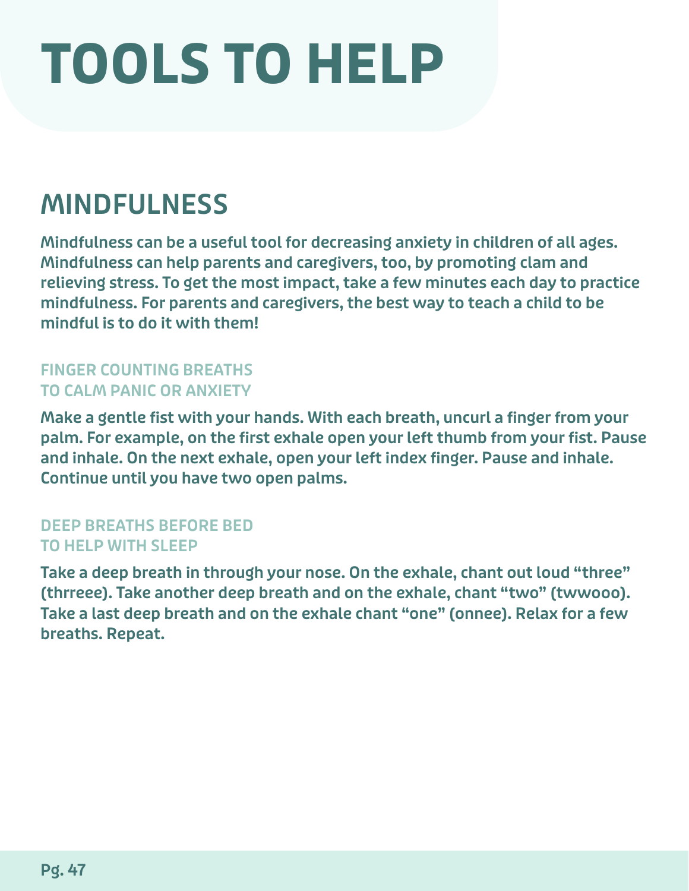# TOOLS TO HELP

## MINDFULNESS

**Mindfulness can be a useful tool for decreasing anxiety in children of all ages. Mindfulness can help parents and caregivers, too, by promoting clam and relieving stress. To get the most impact, take a few minutes each day to practice mindfulness. For parents and caregivers, the best way to teach a child to be mindful is to do it with them!**

### FINGER COUNTING BREATHS TO CALM PANIC OR ANXIETY

**Make a gentle fist with your hands. With each breath, uncurl a finger from your palm. For example, on the first exhale open your left thumb from your fist. Pause and inhale. On the next exhale, open your left index finger. Pause and inhale. Continue until you have two open palms.**

### DEEP BREATHS BEFORE BED TO HELP WITH SLEEP

**Take a deep breath in through your nose. On the exhale, chant out loud "three" (thrreee). Take another deep breath and on the exhale, chant "two" (twwooo). Take a last deep breath and on the exhale chant "one" (onnee). Relax for a few breaths. Repeat.**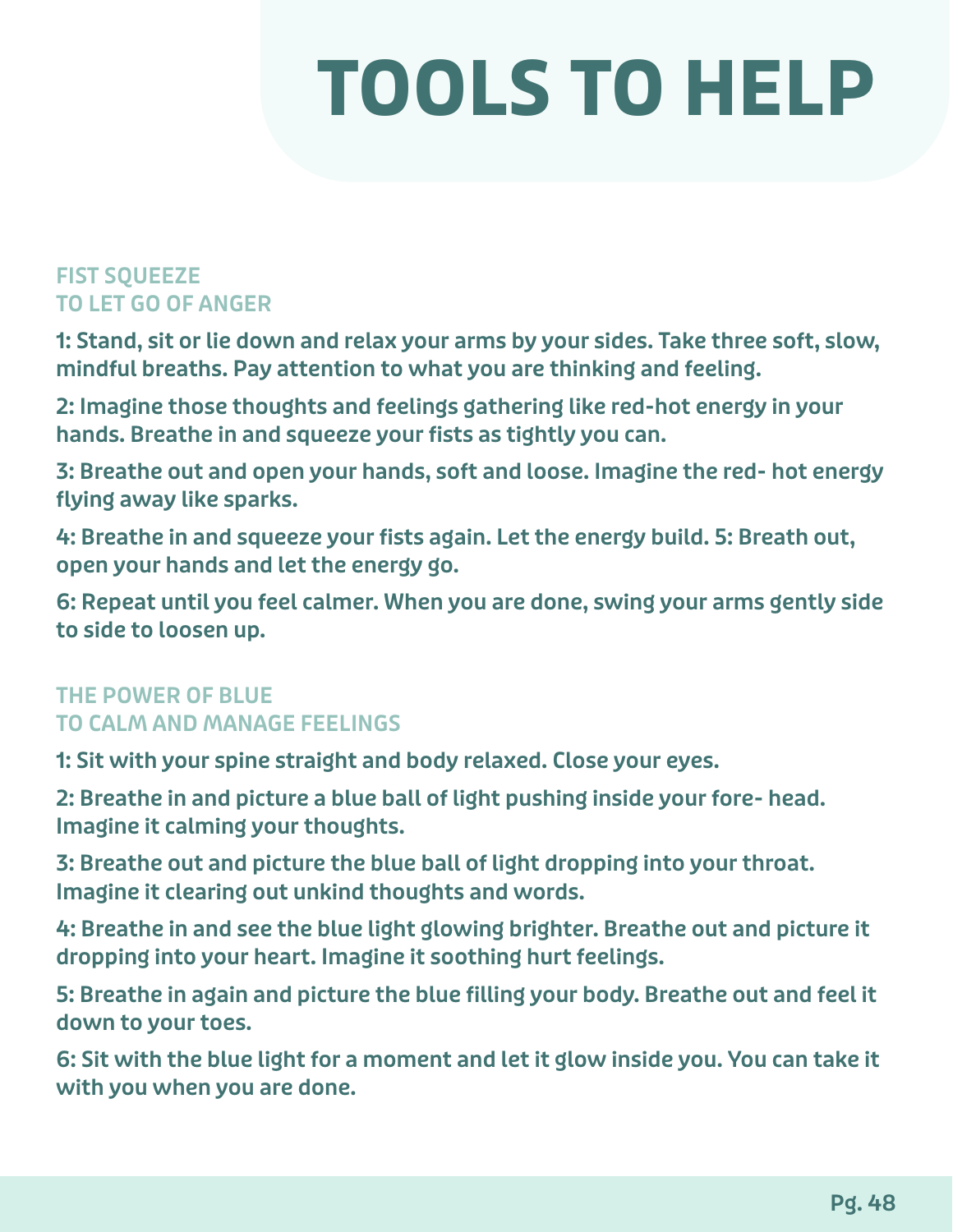# TOOLS TO HELP

### FIST SQUEEZE
### TO LET GO OF ANGER

**1: Stand, sit or lie down and relax your arms by your sides. Take three soft, slow, mindful breaths. Pay attention to what you are thinking and feeling.**

**2: Imagine those thoughts and feelings gathering like red-hot energy in your hands. Breathe in and squeeze your fists as tightly you can.**

**3: Breathe out and open your hands, soft and loose. Imagine the red- hot energy flying away like sparks.**

**4: Breathe in and squeeze your fists again. Let the energy build. 5: Breath out, open your hands and let the energy go.**

**6: Repeat until you feel calmer. When you are done, swing your arms gently side to side to loosen up.**

### THE POWER OF BLUE
### TO CALM AND MANAGE FEELINGS

**1: Sit with your spine straight and body relaxed. Close your eyes.**

**2: Breathe in and picture a blue ball of light pushing inside your fore- head. Imagine it calming your thoughts.**

**3: Breathe out and picture the blue ball of light dropping into your throat. Imagine it clearing out unkind thoughts and words.**

**4: Breathe in and see the blue light glowing brighter. Breathe out and picture it dropping into your heart. Imagine it soothing hurt feelings.**

**5: Breathe in again and picture the blue filling your body. Breathe out and feel it down to your toes.**

**6: Sit with the blue light for a moment and let it glow inside you. You can take it with you when you are done.**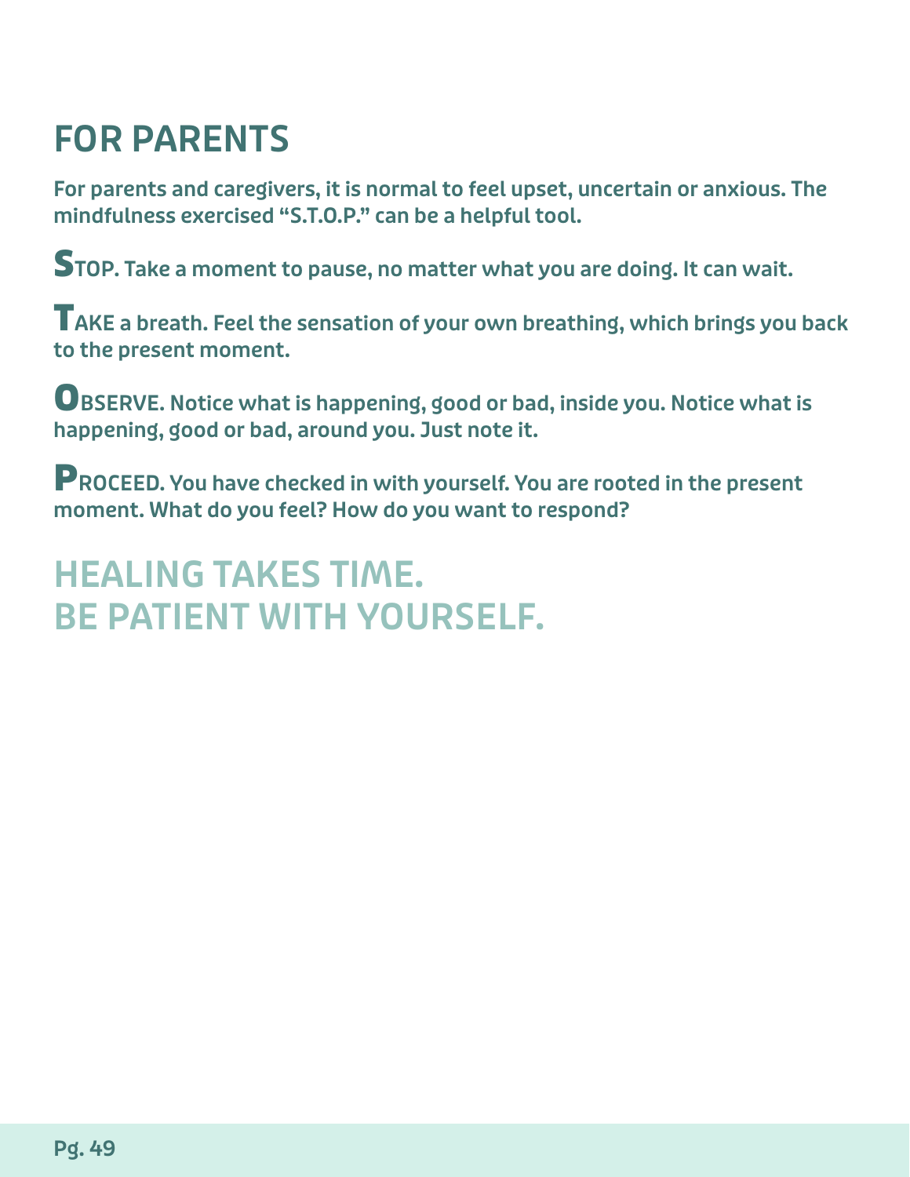# FOR PARENTS

**For parents and caregivers, it is normal to feel upset, uncertain or anxious. The mindfulness exercised "S.T.O.P." can be a helpful tool.**

**STOP. Take a moment to pause, no matter what you are doing. It can wait.**

**TAKE a breath. Feel the sensation of your own breathing, which brings you back to the present moment.**

**OBSERVE. Notice what is happening, good or bad, inside you. Notice what is happening, good or bad, around you. Just note it.**

**PROCEED. You have checked in with yourself. You are rooted in the present moment. What do you feel? How do you want to respond?**

## HEALING TAKES TIME. BE PATIENT WITH YOURSELF.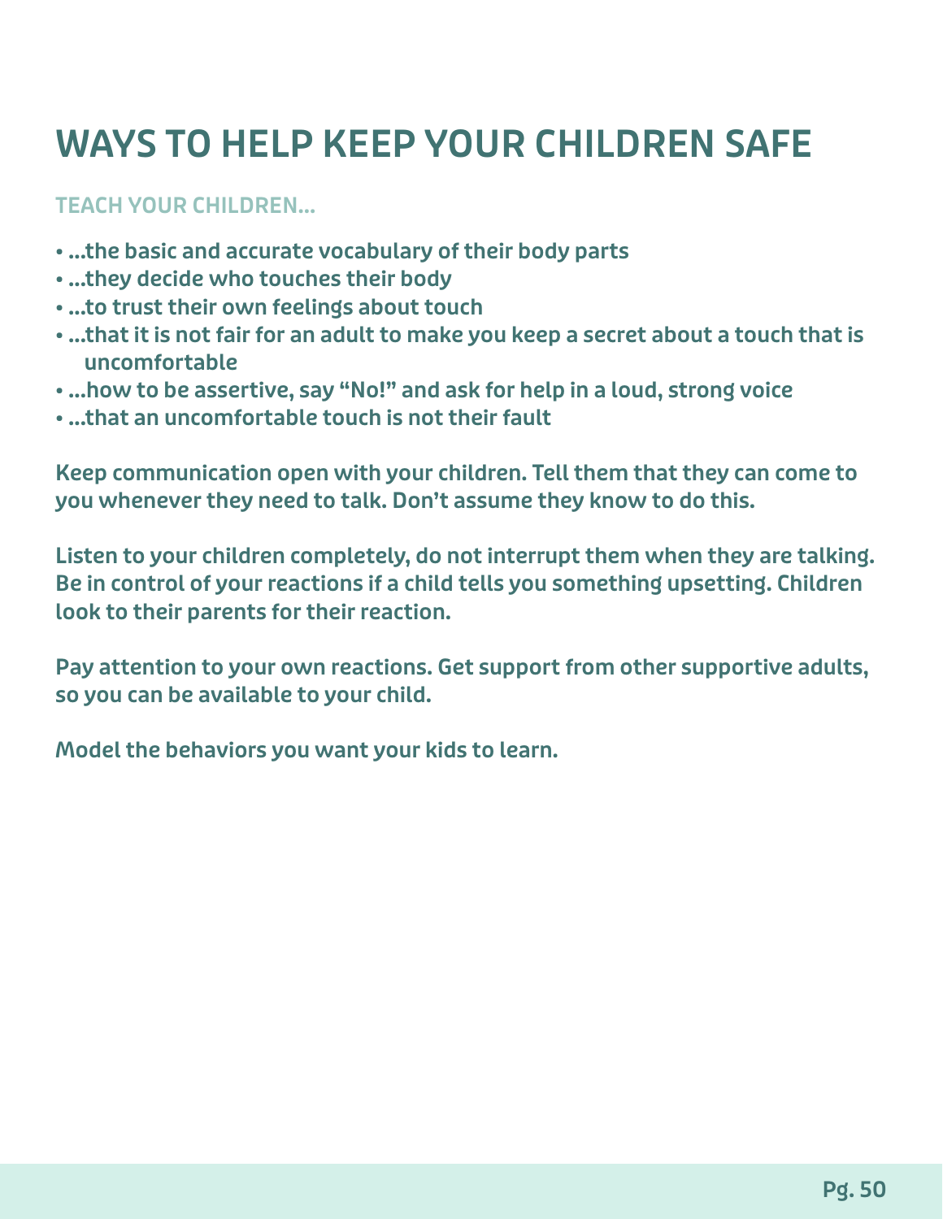# WAYS TO HELP KEEP YOUR CHILDREN SAFE

### TEACH YOUR CHILDREN...

- ...the basic and accurate vocabulary of their body parts
- ...they decide who touches their body
- ...to trust their own feelings about touch
- ...that it is not fair for an adult to make you keep a secret about a touch that is uncomfortable
- ...how to be assertive, say "No!" and ask for help in a loud, strong voice
- ...that an uncomfortable touch is not their fault

Keep communication open with your children. Tell them that they can come to you whenever they need to talk. Don't assume they know to do this.

Listen to your children completely, do not interrupt them when they are talking. Be in control of your reactions if a child tells you something upsetting. Children look to their parents for their reaction.

Pay attention to your own reactions. Get support from other supportive adults, so you can be available to your child.

Model the behaviors you want your kids to learn.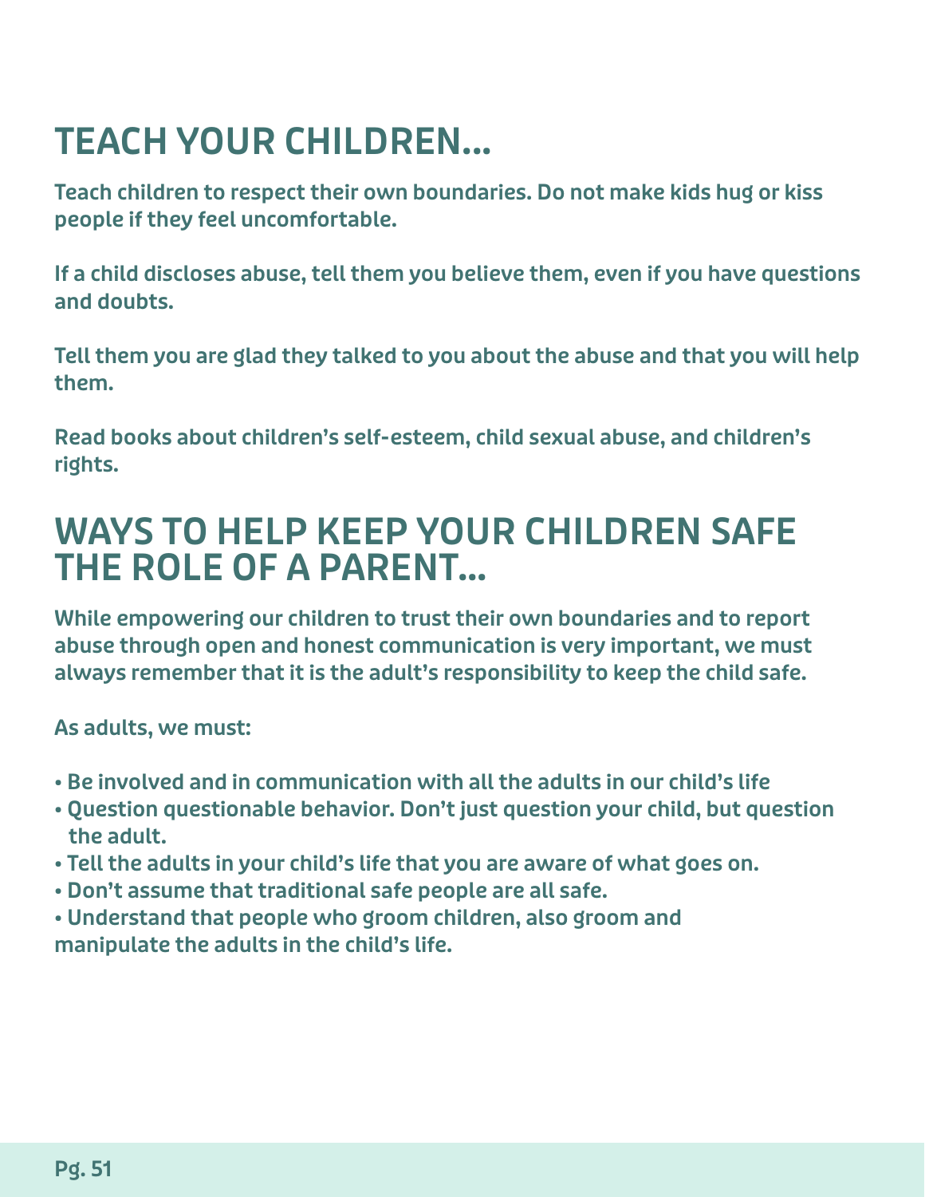# TEACH YOUR CHILDREN...

Teach children to respect their own boundaries. Do not make kids hug or kiss people if they feel uncomfortable.

If a child discloses abuse, tell them you believe them, even if you have questions and doubts.

Tell them you are glad they talked to you about the abuse and that you will help them.

Read books about children's self-esteem, child sexual abuse, and children's rights.

# WAYS TO HELP KEEP YOUR CHILDREN SAFE THE ROLE OF A PARENT...

While empowering our children to trust their own boundaries and to report abuse through open and honest communication is very important, we must always remember that it is the adult's responsibility to keep the child safe.

As adults, we must:

- Be involved and in communication with all the adults in our child's life
- Question questionable behavior. Don't just question your child, but question the adult.
- Tell the adults in your child's life that you are aware of what goes on.
- Don't assume that traditional safe people are all safe.
- Understand that people who groom children, also groom and manipulate the adults in the child's life.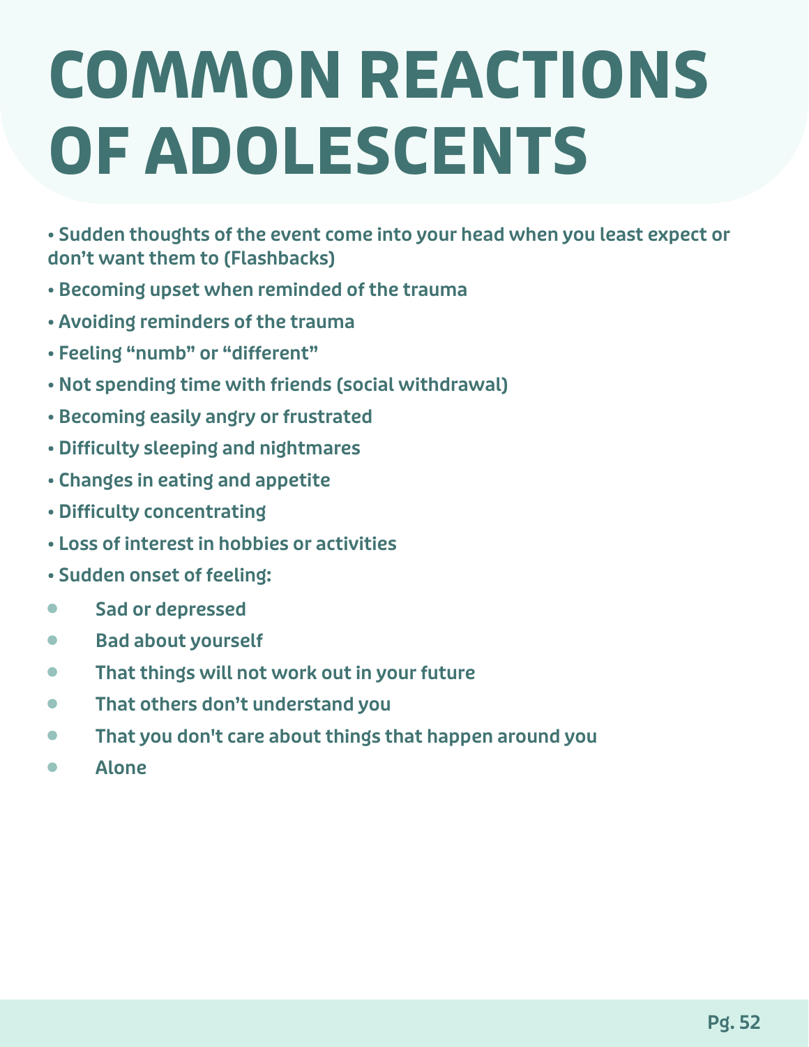# COMMON REACTIONS OF ADOLESCENTS

- **Sudden thoughts of the event come into your head when you least expect or don't want them to (Flashbacks)**
- **Becoming upset when reminded of the trauma**
- **Avoiding reminders of the trauma**
- **Feeling "numb" or "different"**
- **Not spending time with friends (social withdrawal)**
- **Becoming easily angry or frustrated**
- **Difficulty sleeping and nightmares**
- **Changes in eating and appetite**
- **Difficulty concentrating**
- **Loss of interest in hobbies or activities**
- **Sudden onset of feeling:**
    - **Sad or depressed**
    - **Bad about yourself**
    - **That things will not work out in your future**
    - **That others don't understand you**
    - **That you don't care about things that happen around you**
    - **Alone**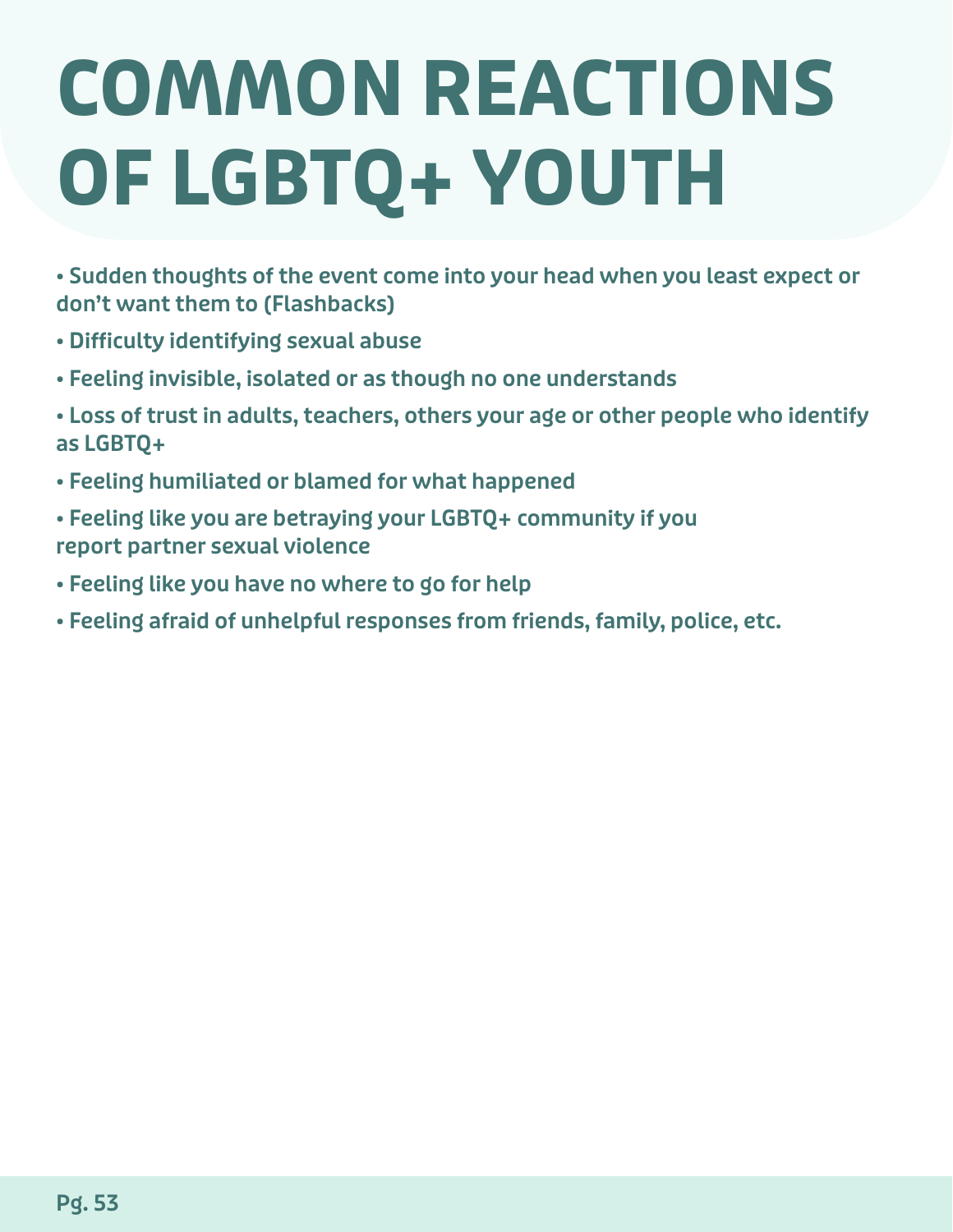# COMMON REACTIONS OF LGBTQ+ YOUTH

- **Sudden thoughts of the event come into your head when you least expect or don't want them to (Flashbacks)**
- **Difficulty identifying sexual abuse**
- **Feeling invisible, isolated or as though no one understands**
- **Loss of trust in adults, teachers, others your age or other people who identify as LGBTQ+**
- **Feeling humiliated or blamed for what happened**
- **Feeling like you are betraying your LGBTQ+ community if you report partner sexual violence**
- **Feeling like you have no where to go for help**
- **Feeling afraid of unhelpful responses from friends, family, police, etc.**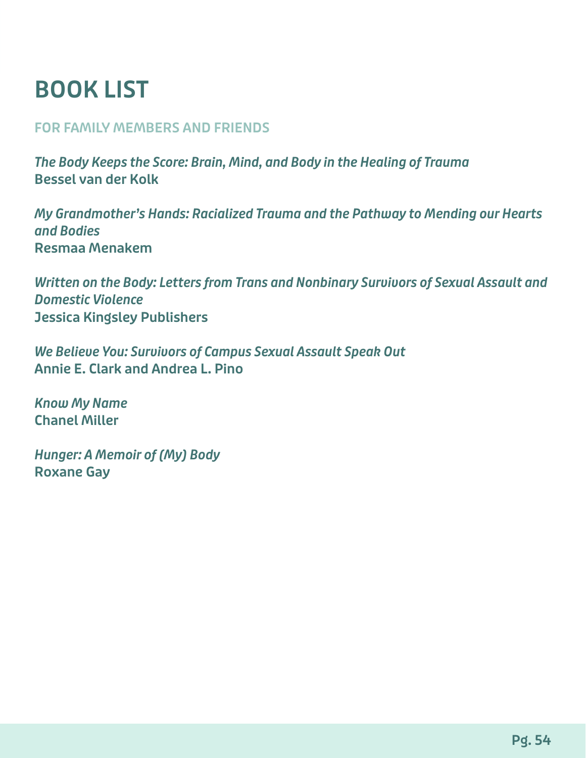# BOOK LIST

## FOR FAMILY MEMBERS AND FRIENDS

*The Body Keeps the Score: Brain, Mind, and Body in the Healing of Trauma*
**Bessel van der Kolk**

*My Grandmother's Hands: Racialized Trauma and the Pathway to Mending our Hearts and Bodies*
**Resmaa Menakem**

*Written on the Body: Letters from Trans and Nonbinary Survivors of Sexual Assault and Domestic Violence*
**Jessica Kingsley Publishers**

*We Believe You: Survivors of Campus Sexual Assault Speak Out*
**Annie E. Clark and Andrea L. Pino**

*Know My Name*
**Chanel Miller**

*Hunger: A Memoir of (My) Body*
**Roxane Gay**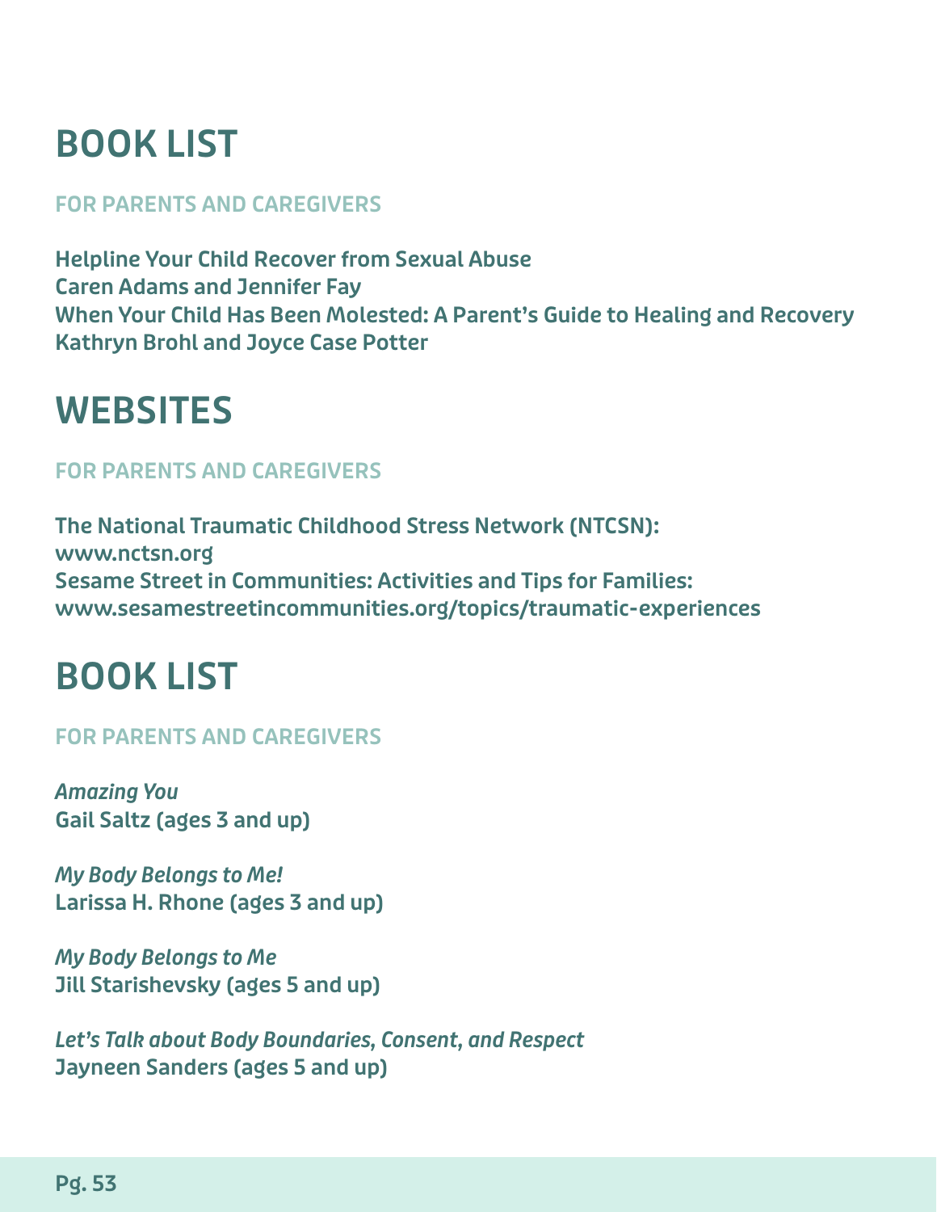# BOOK LIST

### FOR PARENTS AND CAREGIVERS

**Helpline Your Child Recover from Sexual Abuse**
**Caren Adams and Jennifer Fay**
**When Your Child Has Been Molested: A Parent's Guide to Healing and Recovery**
**Kathryn Brohl and Joyce Case Potter**

# WEBSITES

### FOR PARENTS AND CAREGIVERS

**The National Traumatic Childhood Stress Network (NTCSN):**
**www.nctsn.org**
**Sesame Street in Communities: Activities and Tips for Families:**
**www.sesamestreetincommunities.org/topics/traumatic-experiences**

# BOOK LIST

### FOR PARENTS AND CAREGIVERS

***Amazing You***
**Gail Saltz (ages 3 and up)**

***My Body Belongs to Me!***
**Larissa H. Rhone (ages 3 and up)**

***My Body Belongs to Me***
**Jill Starishevsky (ages 5 and up)**

***Let's Talk about Body Boundaries, Consent, and Respect***
**Jayneen Sanders (ages 5 and up)**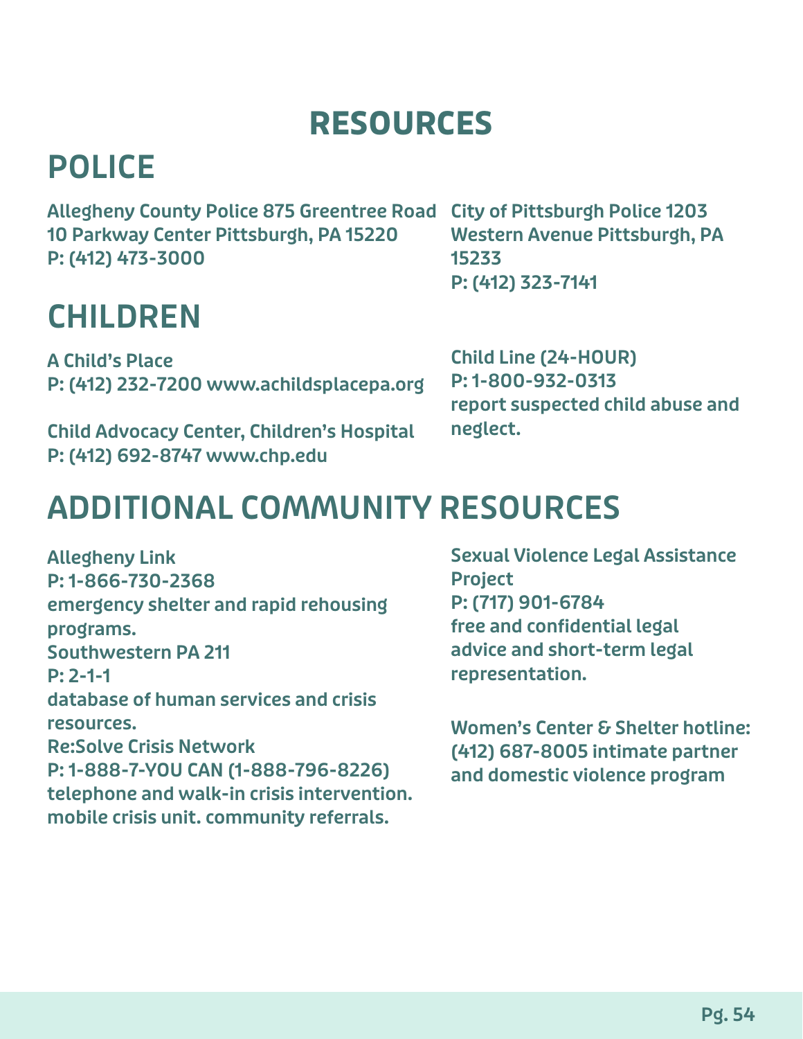# RESOURCES

## POLICE

**Allegheny County Police 875 Greentree Road 10 Parkway Center Pittsburgh, PA 15220**
**P: (412) 473-3000**

**City of Pittsburgh Police 1203 Western Avenue Pittsburgh, PA 15233**
**P: (412) 323-7141**

## CHILDREN

**A Child's Place**
**P: (412) 232-7200 www.achildsplacepa.org**

**Child Advocacy Center, Children's Hospital**
**P: (412) 692-8747 www.chp.edu**

**Child Line (24-HOUR)**
**P: 1-800-932-0313**
**report suspected child abuse and neglect.**

## ADDITIONAL COMMUNITY RESOURCES

**Allegheny Link**
**P: 1-866-730-2368**
**emergency shelter and rapid rehousing programs.**
**Southwestern PA 211**
**P: 2-1-1**
**database of human services and crisis resources.**
**Re:Solve Crisis Network**
**P: 1-888-7-YOU CAN (1-888-796-8226)**
**telephone and walk-in crisis intervention. mobile crisis unit. community referrals.**

**Sexual Violence Legal Assistance Project**
**P: (717) 901-6784**
**free and confidential legal advice and short-term legal representation.**

**Women's Center & Shelter hotline: (412) 687-8005 intimate partner and domestic violence program**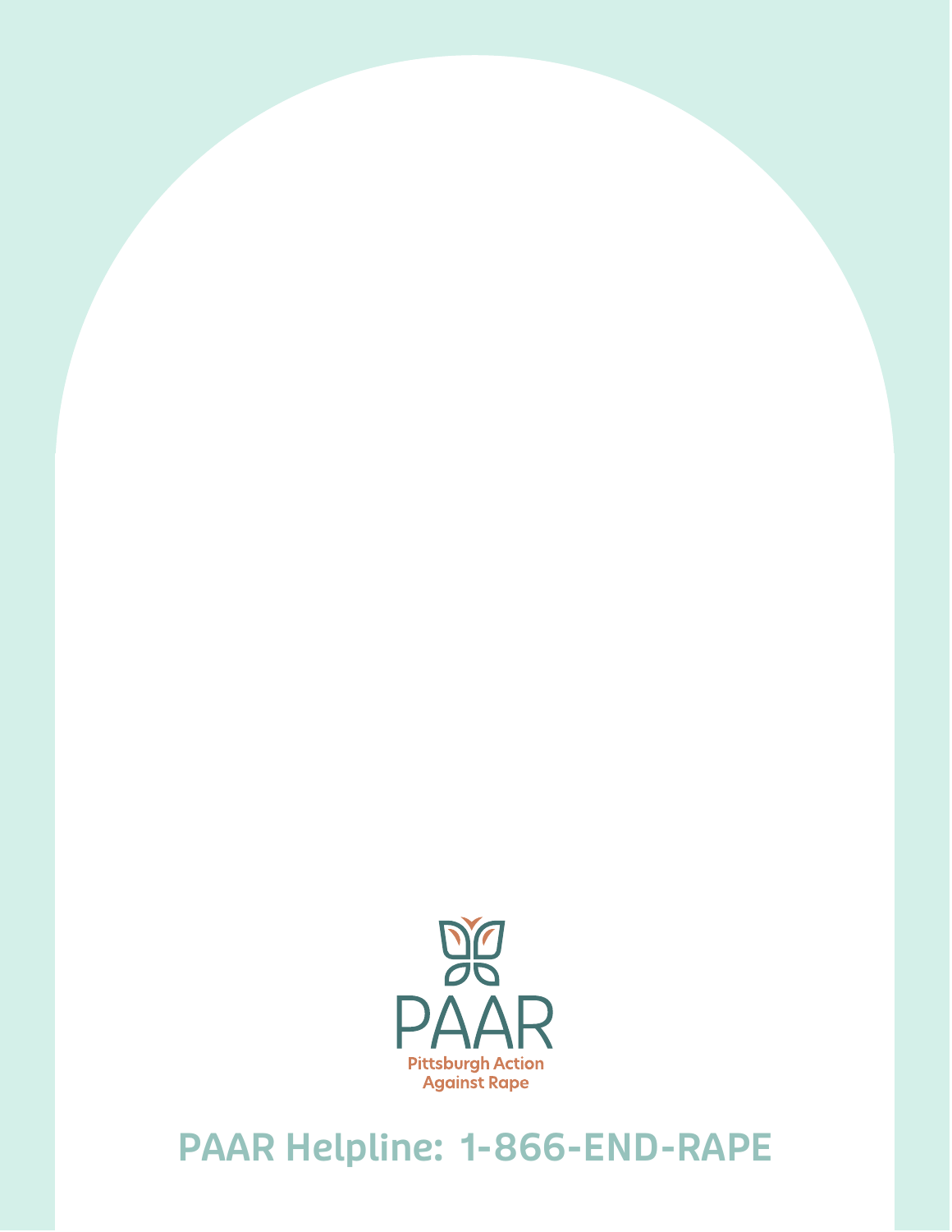PAAR

Pittsburgh Action Against Rape

**PAAR Helpline: 1-866-END-RAPE**